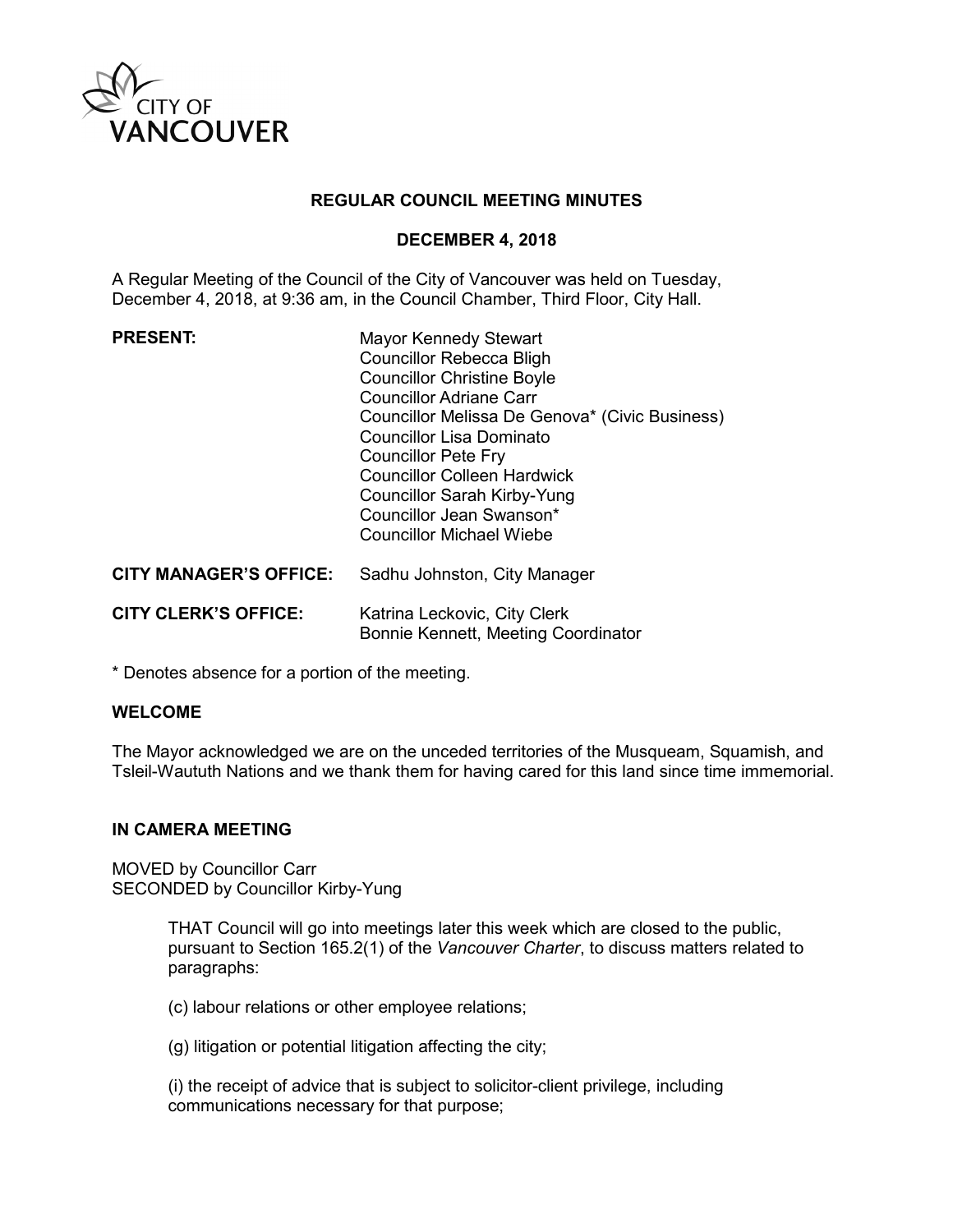CITY OF VANCOUVER

# REGULAR COUNCIL MEETING MINUTES

## DECEMBER 4, 2018

A Regular Meeting of the Council of the City of Vancouver was held on Tuesday, December 4, 2018, at 9:36 am, in the Council Chamber, Third Floor, City Hall.

| | |
|---|---|
| **PRESENT:** | Mayor Kennedy Stewart<br>Councillor Rebecca Bligh<br>Councillor Christine Boyle<br>Councillor Adriane Carr<br>Councillor Melissa De Genova* (Civic Business)<br>Councillor Lisa Dominato<br>Councillor Pete Fry<br>Councillor Colleen Hardwick<br>Councillor Sarah Kirby-Yung<br>Councillor Jean Swanson*<br>Councillor Michael Wiebe |
| **CITY MANAGER'S OFFICE:** | Sadhu Johnston, City Manager |
| **CITY CLERK'S OFFICE:** | Katrina Leckovic, City Clerk<br>Bonnie Kennett, Meeting Coordinator |

* Denotes absence for a portion of the meeting.

**WELCOME**

The Mayor acknowledged we are on the unceded territories of the Musqueam, Squamish, and Tsleil-Waututh Nations and we thank them for having cared for this land since time immemorial.

**IN CAMERA MEETING**

MOVED by Councillor Carr
SECONDED by Councillor Kirby-Yung

> THAT Council will go into meetings later this week which are closed to the public, pursuant to Section 165.2(1) of the *Vancouver Charter*, to discuss matters related to paragraphs:
>
> (c) labour relations or other employee relations;
>
> (g) litigation or potential litigation affecting the city;
>
> (i) the receipt of advice that is subject to solicitor-client privilege, including communications necessary for that purpose;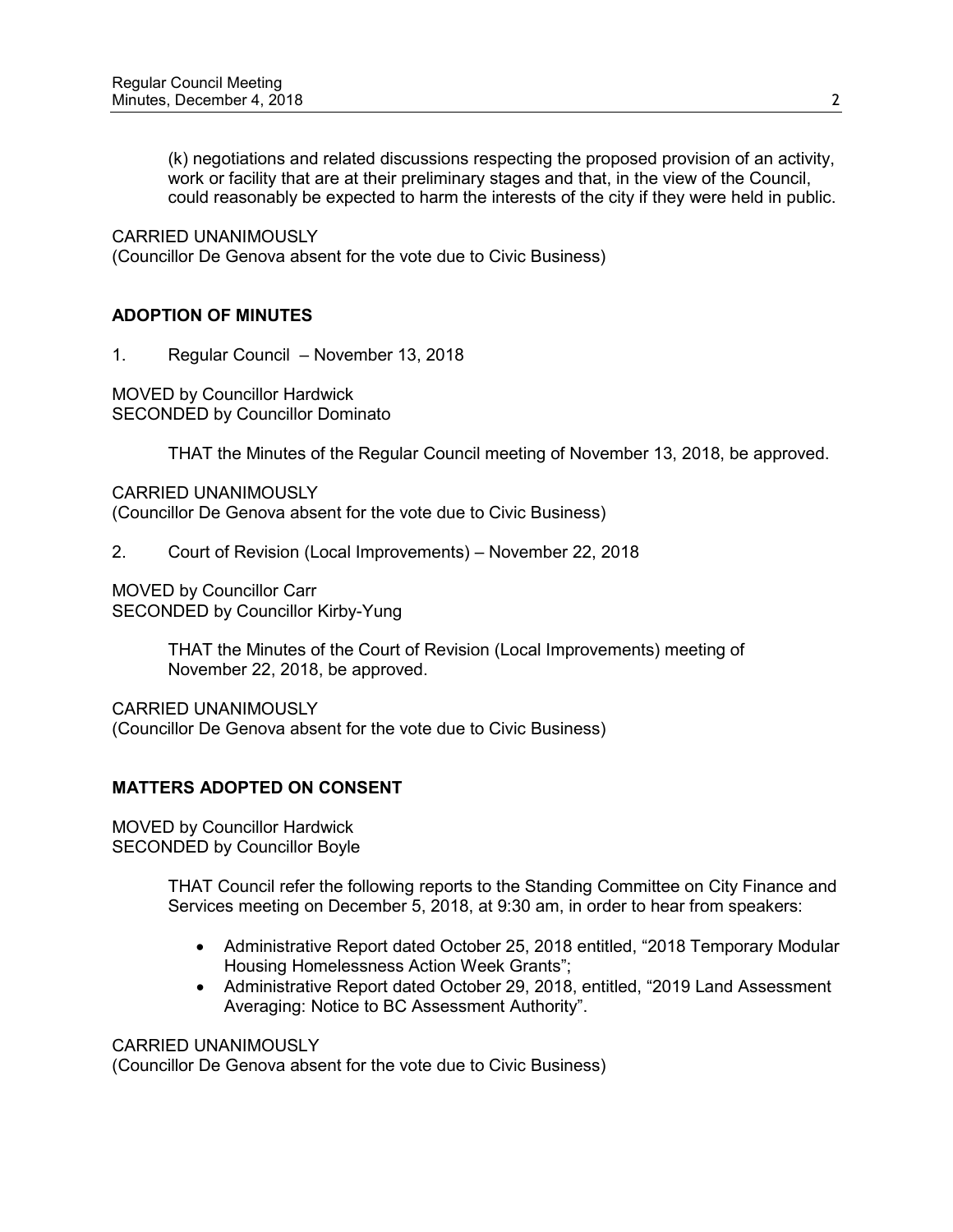(k) negotiations and related discussions respecting the proposed provision of an activity, work or facility that are at their preliminary stages and that, in the view of the Council, could reasonably be expected to harm the interests of the city if they were held in public.

CARRIED UNANIMOUSLY
(Councillor De Genova absent for the vote due to Civic Business)

## ADOPTION OF MINUTES

1. Regular Council – November 13, 2018

MOVED by Councillor Hardwick
SECONDED by Councillor Dominato

> THAT the Minutes of the Regular Council meeting of November 13, 2018, be approved.

CARRIED UNANIMOUSLY
(Councillor De Genova absent for the vote due to Civic Business)

2. Court of Revision (Local Improvements) – November 22, 2018

MOVED by Councillor Carr
SECONDED by Councillor Kirby-Yung

> THAT the Minutes of the Court of Revision (Local Improvements) meeting of November 22, 2018, be approved.

CARRIED UNANIMOUSLY
(Councillor De Genova absent for the vote due to Civic Business)

## MATTERS ADOPTED ON CONSENT

MOVED by Councillor Hardwick
SECONDED by Councillor Boyle

> THAT Council refer the following reports to the Standing Committee on City Finance and Services meeting on December 5, 2018, at 9:30 am, in order to hear from speakers:
>
> - Administrative Report dated October 25, 2018 entitled, "2018 Temporary Modular Housing Homelessness Action Week Grants";
> - Administrative Report dated October 29, 2018, entitled, "2019 Land Assessment Averaging: Notice to BC Assessment Authority".

CARRIED UNANIMOUSLY
(Councillor De Genova absent for the vote due to Civic Business)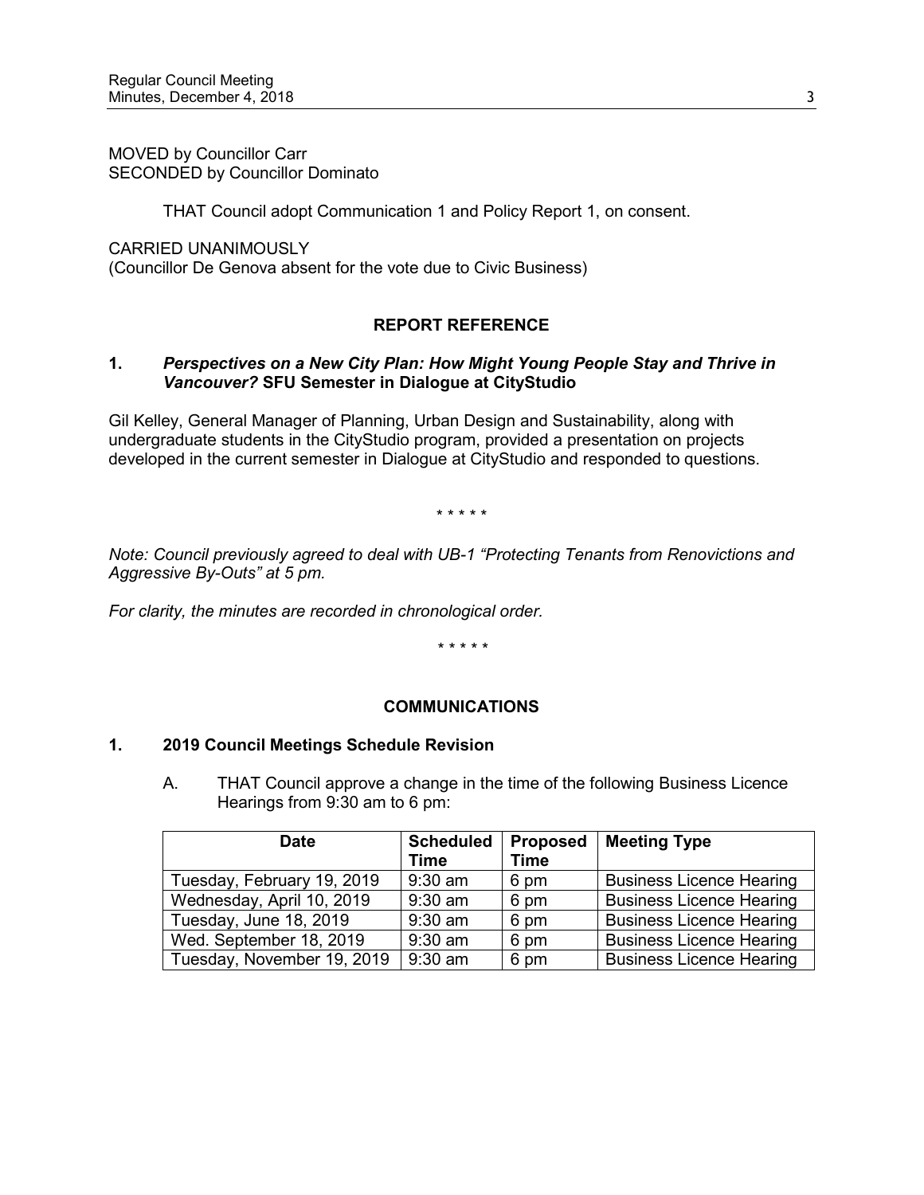MOVED by Councillor Carr
SECONDED by Councillor Dominato

THAT Council adopt Communication 1 and Policy Report 1, on consent.

CARRIED UNANIMOUSLY
(Councillor De Genova absent for the vote due to Civic Business)

## REPORT REFERENCE

### 1. *Perspectives on a New City Plan: How Might Young People Stay and Thrive in Vancouver?* SFU Semester in Dialogue at CityStudio

Gil Kelley, General Manager of Planning, Urban Design and Sustainability, along with undergraduate students in the CityStudio program, provided a presentation on projects developed in the current semester in Dialogue at CityStudio and responded to questions.

\* \* \* \* \*

*Note: Council previously agreed to deal with UB-1 "Protecting Tenants from Renovictions and Aggressive By-Outs" at 5 pm.*

*For clarity, the minutes are recorded in chronological order.*

\* \* \* \* \*

## COMMUNICATIONS

### 1. 2019 Council Meetings Schedule Revision

A. THAT Council approve a change in the time of the following Business Licence Hearings from 9:30 am to 6 pm:

| Date | Scheduled Time | Proposed Time | Meeting Type |
|---|---|---|---|
| Tuesday, February 19, 2019 | 9:30 am | 6 pm | Business Licence Hearing |
| Wednesday, April 10, 2019 | 9:30 am | 6 pm | Business Licence Hearing |
| Tuesday, June 18, 2019 | 9:30 am | 6 pm | Business Licence Hearing |
| Wed. September 18, 2019 | 9:30 am | 6 pm | Business Licence Hearing |
| Tuesday, November 19, 2019 | 9:30 am | 6 pm | Business Licence Hearing |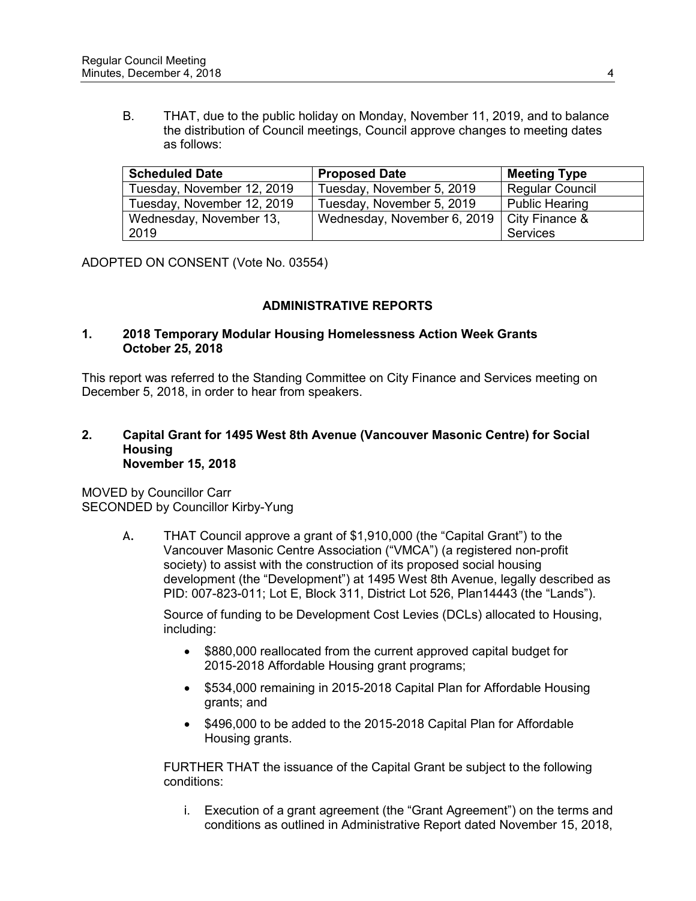B. THAT, due to the public holiday on Monday, November 11, 2019, and to balance the distribution of Council meetings, Council approve changes to meeting dates as follows:

| Scheduled Date | Proposed Date | Meeting Type |
|---|---|---|
| Tuesday, November 12, 2019 | Tuesday, November 5, 2019 | Regular Council |
| Tuesday, November 12, 2019 | Tuesday, November 5, 2019 | Public Hearing |
| Wednesday, November 13, 2019 | Wednesday, November 6, 2019 | City Finance & Services |

ADOPTED ON CONSENT (Vote No. 03554)

## ADMINISTRATIVE REPORTS

### 1. 2018 Temporary Modular Housing Homelessness Action Week Grants October 25, 2018

This report was referred to the Standing Committee on City Finance and Services meeting on December 5, 2018, in order to hear from speakers.

### 2. Capital Grant for 1495 West 8th Avenue (Vancouver Masonic Centre) for Social Housing November 15, 2018

MOVED by Councillor Carr
SECONDED by Councillor Kirby-Yung

A. THAT Council approve a grant of $1,910,000 (the "Capital Grant") to the Vancouver Masonic Centre Association ("VMCA") (a registered non-profit society) to assist with the construction of its proposed social housing development (the "Development") at 1495 West 8th Avenue, legally described as PID: 007-823-011; Lot E, Block 311, District Lot 526, Plan14443 (the "Lands").

Source of funding to be Development Cost Levies (DCLs) allocated to Housing, including:

- $880,000 reallocated from the current approved capital budget for 2015-2018 Affordable Housing grant programs;
- $534,000 remaining in 2015-2018 Capital Plan for Affordable Housing grants; and
- $496,000 to be added to the 2015-2018 Capital Plan for Affordable Housing grants.

FURTHER THAT the issuance of the Capital Grant be subject to the following conditions:

i. Execution of a grant agreement (the "Grant Agreement") on the terms and conditions as outlined in Administrative Report dated November 15, 2018,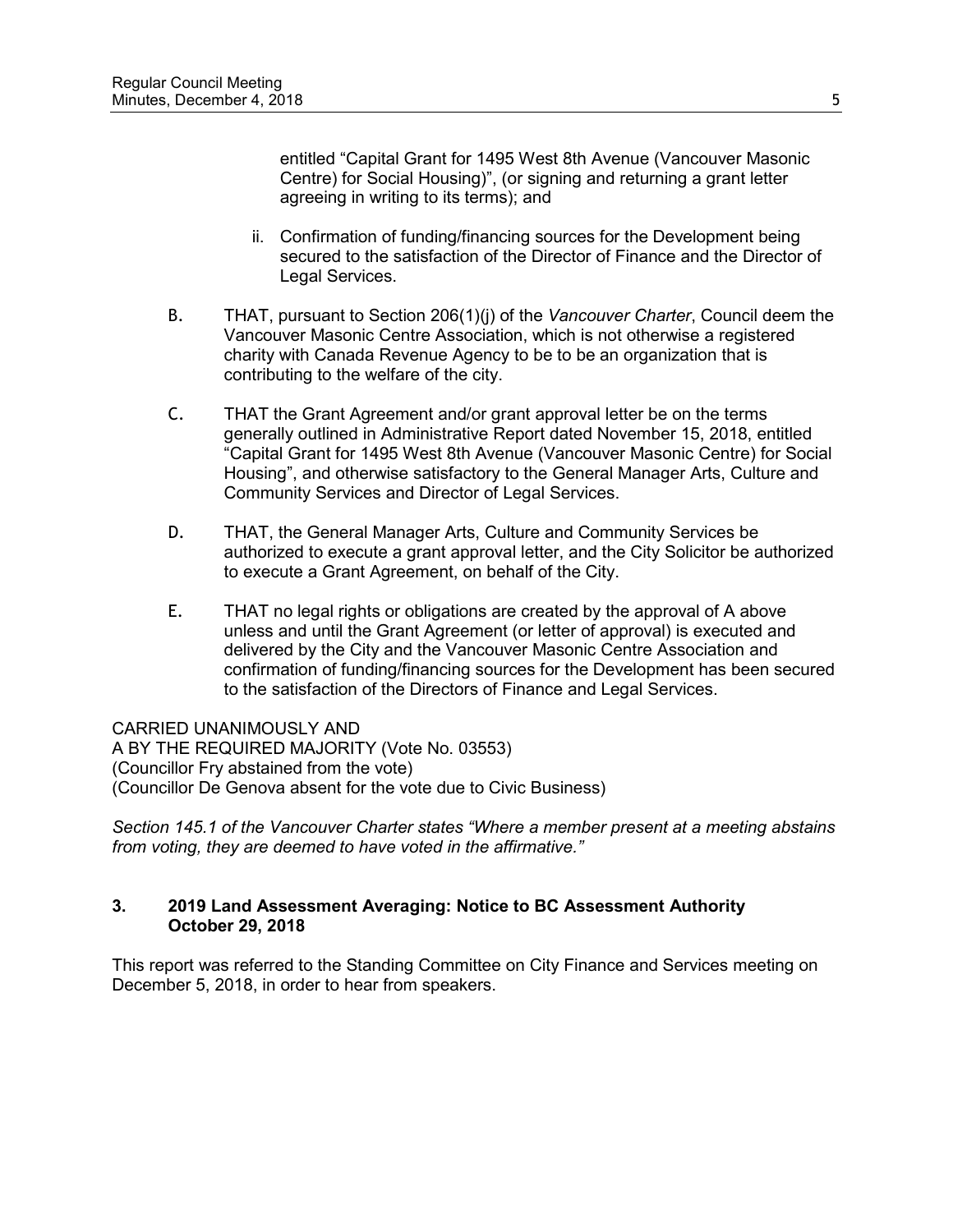entitled "Capital Grant for 1495 West 8th Avenue (Vancouver Masonic Centre) for Social Housing)", (or signing and returning a grant letter agreeing in writing to its terms); and

ii. Confirmation of funding/financing sources for the Development being secured to the satisfaction of the Director of Finance and the Director of Legal Services.

B. THAT, pursuant to Section 206(1)(j) of the *Vancouver Charter*, Council deem the Vancouver Masonic Centre Association, which is not otherwise a registered charity with Canada Revenue Agency to be to be an organization that is contributing to the welfare of the city.

C. THAT the Grant Agreement and/or grant approval letter be on the terms generally outlined in Administrative Report dated November 15, 2018, entitled "Capital Grant for 1495 West 8th Avenue (Vancouver Masonic Centre) for Social Housing", and otherwise satisfactory to the General Manager Arts, Culture and Community Services and Director of Legal Services.

D. THAT, the General Manager Arts, Culture and Community Services be authorized to execute a grant approval letter, and the City Solicitor be authorized to execute a Grant Agreement, on behalf of the City.

E. THAT no legal rights or obligations are created by the approval of A above unless and until the Grant Agreement (or letter of approval) is executed and delivered by the City and the Vancouver Masonic Centre Association and confirmation of funding/financing sources for the Development has been secured to the satisfaction of the Directors of Finance and Legal Services.

CARRIED UNANIMOUSLY AND
A BY THE REQUIRED MAJORITY (Vote No. 03553)
(Councillor Fry abstained from the vote)
(Councillor De Genova absent for the vote due to Civic Business)

*Section 145.1 of the Vancouver Charter states "Where a member present at a meeting abstains from voting, they are deemed to have voted in the affirmative."*

### 3. 2019 Land Assessment Averaging: Notice to BC Assessment Authority October 29, 2018

This report was referred to the Standing Committee on City Finance and Services meeting on December 5, 2018, in order to hear from speakers.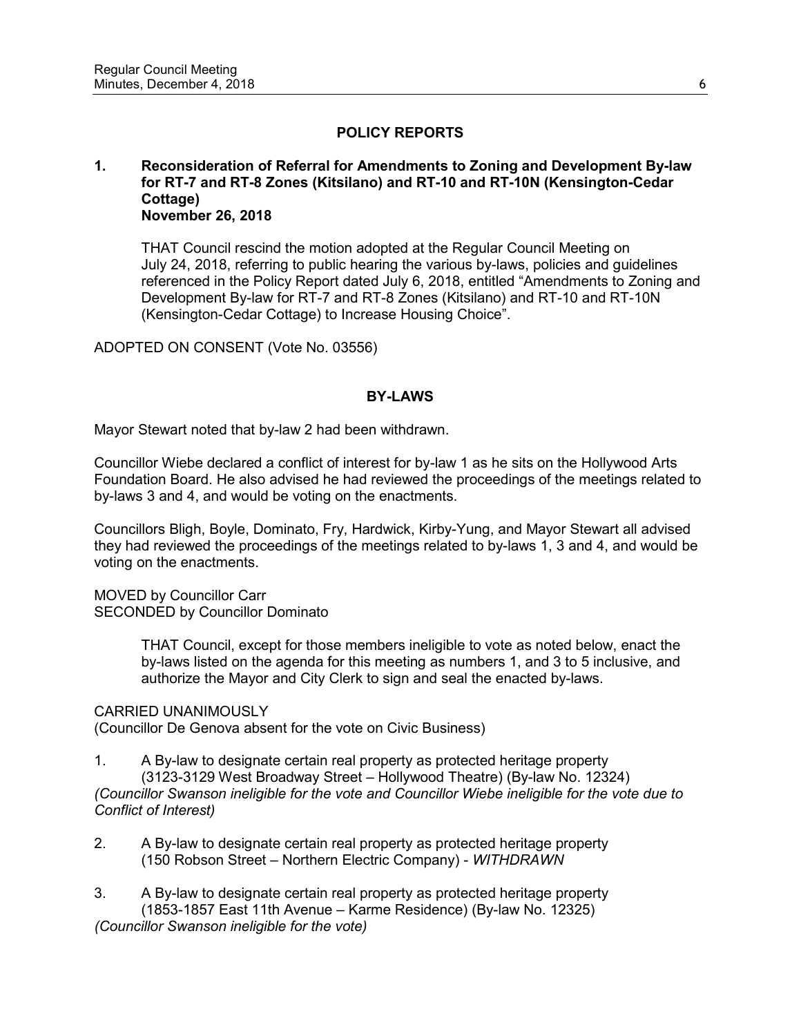## POLICY REPORTS

### 1. Reconsideration of Referral for Amendments to Zoning and Development By-law for RT-7 and RT-8 Zones (Kitsilano) and RT-10 and RT-10N (Kensington-Cedar Cottage) November 26, 2018

> THAT Council rescind the motion adopted at the Regular Council Meeting on July 24, 2018, referring to public hearing the various by-laws, policies and guidelines referenced in the Policy Report dated July 6, 2018, entitled "Amendments to Zoning and Development By-law for RT-7 and RT-8 Zones (Kitsilano) and RT-10 and RT-10N (Kensington-Cedar Cottage) to Increase Housing Choice".

ADOPTED ON CONSENT (Vote No. 03556)

## BY-LAWS

Mayor Stewart noted that by-law 2 had been withdrawn.

Councillor Wiebe declared a conflict of interest for by-law 1 as he sits on the Hollywood Arts Foundation Board. He also advised he had reviewed the proceedings of the meetings related to by-laws 3 and 4, and would be voting on the enactments.

Councillors Bligh, Boyle, Dominato, Fry, Hardwick, Kirby-Yung, and Mayor Stewart all advised they had reviewed the proceedings of the meetings related to by-laws 1, 3 and 4, and would be voting on the enactments.

MOVED by Councillor Carr
SECONDED by Councillor Dominato

> THAT Council, except for those members ineligible to vote as noted below, enact the by-laws listed on the agenda for this meeting as numbers 1, and 3 to 5 inclusive, and authorize the Mayor and City Clerk to sign and seal the enacted by-laws.

CARRIED UNANIMOUSLY
(Councillor De Genova absent for the vote on Civic Business)

1. A By-law to designate certain real property as protected heritage property (3123-3129 West Broadway Street – Hollywood Theatre) (By-law No. 12324)
*(Councillor Swanson ineligible for the vote and Councillor Wiebe ineligible for the vote due to Conflict of Interest)*

2. A By-law to designate certain real property as protected heritage property (150 Robson Street – Northern Electric Company) - *WITHDRAWN*

3. A By-law to designate certain real property as protected heritage property (1853-1857 East 11th Avenue – Karme Residence) (By-law No. 12325)
*(Councillor Swanson ineligible for the vote)*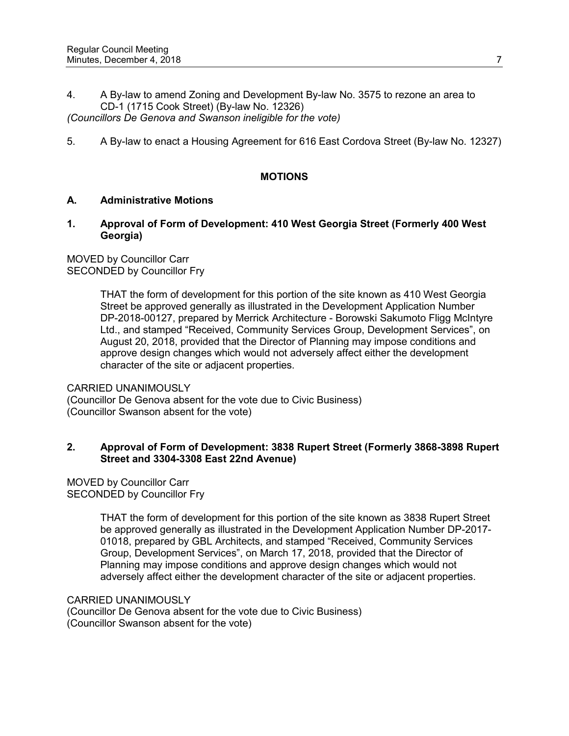4. A By-law to amend Zoning and Development By-law No. 3575 to rezone an area to CD-1 (1715 Cook Street) (By-law No. 12326)

*(Councillors De Genova and Swanson ineligible for the vote)*

5. A By-law to enact a Housing Agreement for 616 East Cordova Street (By-law No. 12327)

## MOTIONS

### A. Administrative Motions

### 1. Approval of Form of Development: 410 West Georgia Street (Formerly 400 West Georgia)

MOVED by Councillor Carr
SECONDED by Councillor Fry

> THAT the form of development for this portion of the site known as 410 West Georgia Street be approved generally as illustrated in the Development Application Number DP-2018-00127, prepared by Merrick Architecture - Borowski Sakumoto Fligg McIntyre Ltd., and stamped "Received, Community Services Group, Development Services", on August 20, 2018, provided that the Director of Planning may impose conditions and approve design changes which would not adversely affect either the development character of the site or adjacent properties.

CARRIED UNANIMOUSLY
(Councillor De Genova absent for the vote due to Civic Business)
(Councillor Swanson absent for the vote)

### 2. Approval of Form of Development: 3838 Rupert Street (Formerly 3868-3898 Rupert Street and 3304-3308 East 22nd Avenue)

MOVED by Councillor Carr
SECONDED by Councillor Fry

> THAT the form of development for this portion of the site known as 3838 Rupert Street be approved generally as illustrated in the Development Application Number DP-2017-01018, prepared by GBL Architects, and stamped "Received, Community Services Group, Development Services", on March 17, 2018, provided that the Director of Planning may impose conditions and approve design changes which would not adversely affect either the development character of the site or adjacent properties.

CARRIED UNANIMOUSLY
(Councillor De Genova absent for the vote due to Civic Business)
(Councillor Swanson absent for the vote)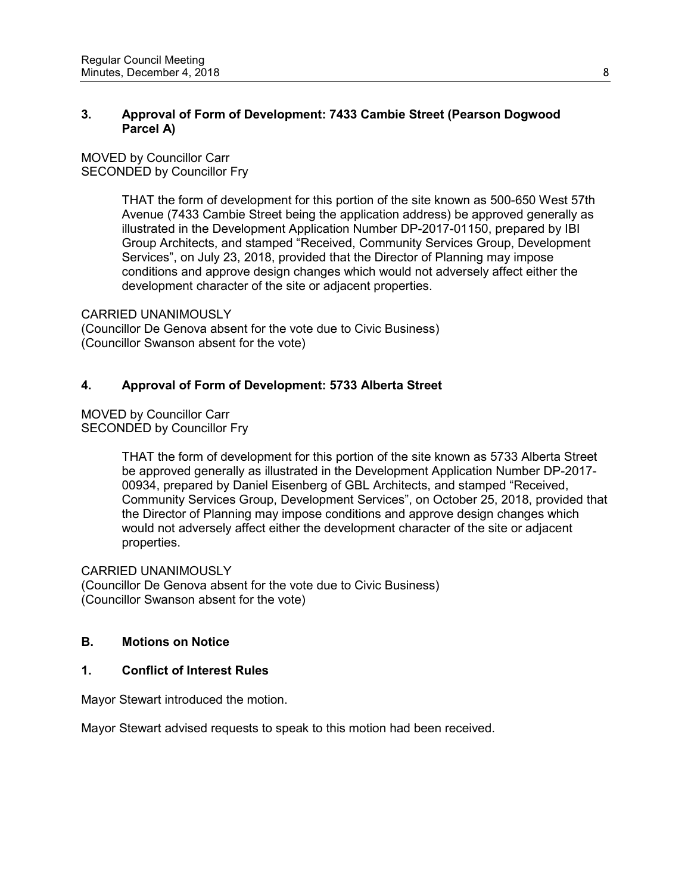### 3. Approval of Form of Development: 7433 Cambie Street (Pearson Dogwood Parcel A)

MOVED by Councillor Carr
SECONDED by Councillor Fry

> THAT the form of development for this portion of the site known as 500-650 West 57th Avenue (7433 Cambie Street being the application address) be approved generally as illustrated in the Development Application Number DP-2017-01150, prepared by IBI Group Architects, and stamped "Received, Community Services Group, Development Services", on July 23, 2018, provided that the Director of Planning may impose conditions and approve design changes which would not adversely affect either the development character of the site or adjacent properties.

CARRIED UNANIMOUSLY
(Councillor De Genova absent for the vote due to Civic Business)
(Councillor Swanson absent for the vote)

### 4. Approval of Form of Development: 5733 Alberta Street

MOVED by Councillor Carr
SECONDED by Councillor Fry

> THAT the form of development for this portion of the site known as 5733 Alberta Street be approved generally as illustrated in the Development Application Number DP-2017-00934, prepared by Daniel Eisenberg of GBL Architects, and stamped "Received, Community Services Group, Development Services", on October 25, 2018, provided that the Director of Planning may impose conditions and approve design changes which would not adversely affect either the development character of the site or adjacent properties.

CARRIED UNANIMOUSLY
(Councillor De Genova absent for the vote due to Civic Business)
(Councillor Swanson absent for the vote)

## B. Motions on Notice

### 1. Conflict of Interest Rules

Mayor Stewart introduced the motion.

Mayor Stewart advised requests to speak to this motion had been received.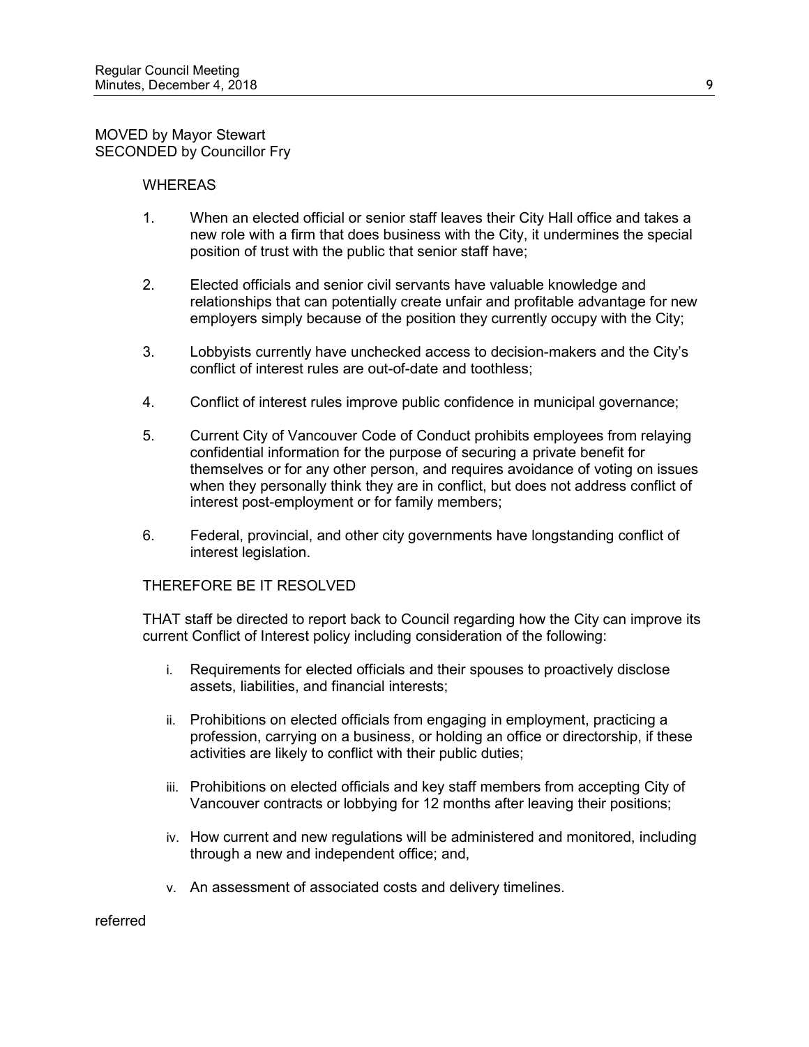MOVED by Mayor Stewart
SECONDED by Councillor Fry

WHEREAS

1. When an elected official or senior staff leaves their City Hall office and takes a new role with a firm that does business with the City, it undermines the special position of trust with the public that senior staff have;

2. Elected officials and senior civil servants have valuable knowledge and relationships that can potentially create unfair and profitable advantage for new employers simply because of the position they currently occupy with the City;

3. Lobbyists currently have unchecked access to decision-makers and the City's conflict of interest rules are out-of-date and toothless;

4. Conflict of interest rules improve public confidence in municipal governance;

5. Current City of Vancouver Code of Conduct prohibits employees from relaying confidential information for the purpose of securing a private benefit for themselves or for any other person, and requires avoidance of voting on issues when they personally think they are in conflict, but does not address conflict of interest post-employment or for family members;

6. Federal, provincial, and other city governments have longstanding conflict of interest legislation.

THEREFORE BE IT RESOLVED

THAT staff be directed to report back to Council regarding how the City can improve its current Conflict of Interest policy including consideration of the following:

i. Requirements for elected officials and their spouses to proactively disclose assets, liabilities, and financial interests;

ii. Prohibitions on elected officials from engaging in employment, practicing a profession, carrying on a business, or holding an office or directorship, if these activities are likely to conflict with their public duties;

iii. Prohibitions on elected officials and key staff members from accepting City of Vancouver contracts or lobbying for 12 months after leaving their positions;

iv. How current and new regulations will be administered and monitored, including through a new and independent office; and,

v. An assessment of associated costs and delivery timelines.

referred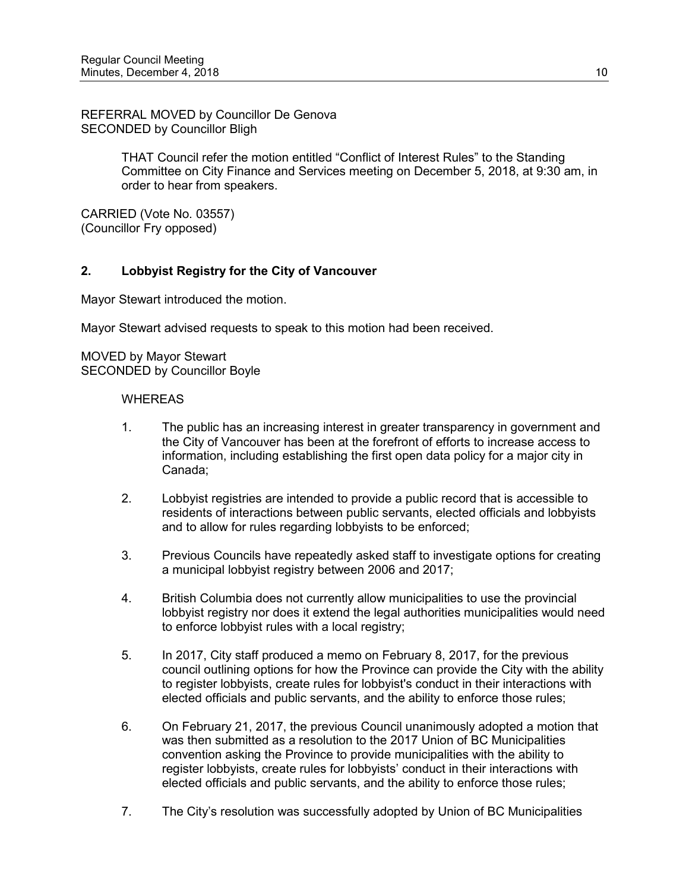REFERRAL MOVED by Councillor De Genova
SECONDED by Councillor Bligh

> THAT Council refer the motion entitled "Conflict of Interest Rules" to the Standing Committee on City Finance and Services meeting on December 5, 2018, at 9:30 am, in order to hear from speakers.

CARRIED (Vote No. 03557)
(Councillor Fry opposed)

## 2. Lobbyist Registry for the City of Vancouver

Mayor Stewart introduced the motion.

Mayor Stewart advised requests to speak to this motion had been received.

MOVED by Mayor Stewart
SECONDED by Councillor Boyle

WHEREAS

1. The public has an increasing interest in greater transparency in government and the City of Vancouver has been at the forefront of efforts to increase access to information, including establishing the first open data policy for a major city in Canada;

2. Lobbyist registries are intended to provide a public record that is accessible to residents of interactions between public servants, elected officials and lobbyists and to allow for rules regarding lobbyists to be enforced;

3. Previous Councils have repeatedly asked staff to investigate options for creating a municipal lobbyist registry between 2006 and 2017;

4. British Columbia does not currently allow municipalities to use the provincial lobbyist registry nor does it extend the legal authorities municipalities would need to enforce lobbyist rules with a local registry;

5. In 2017, City staff produced a memo on February 8, 2017, for the previous council outlining options for how the Province can provide the City with the ability to register lobbyists, create rules for lobbyist's conduct in their interactions with elected officials and public servants, and the ability to enforce those rules;

6. On February 21, 2017, the previous Council unanimously adopted a motion that was then submitted as a resolution to the 2017 Union of BC Municipalities convention asking the Province to provide municipalities with the ability to register lobbyists, create rules for lobbyists' conduct in their interactions with elected officials and public servants, and the ability to enforce those rules;

7. The City's resolution was successfully adopted by Union of BC Municipalities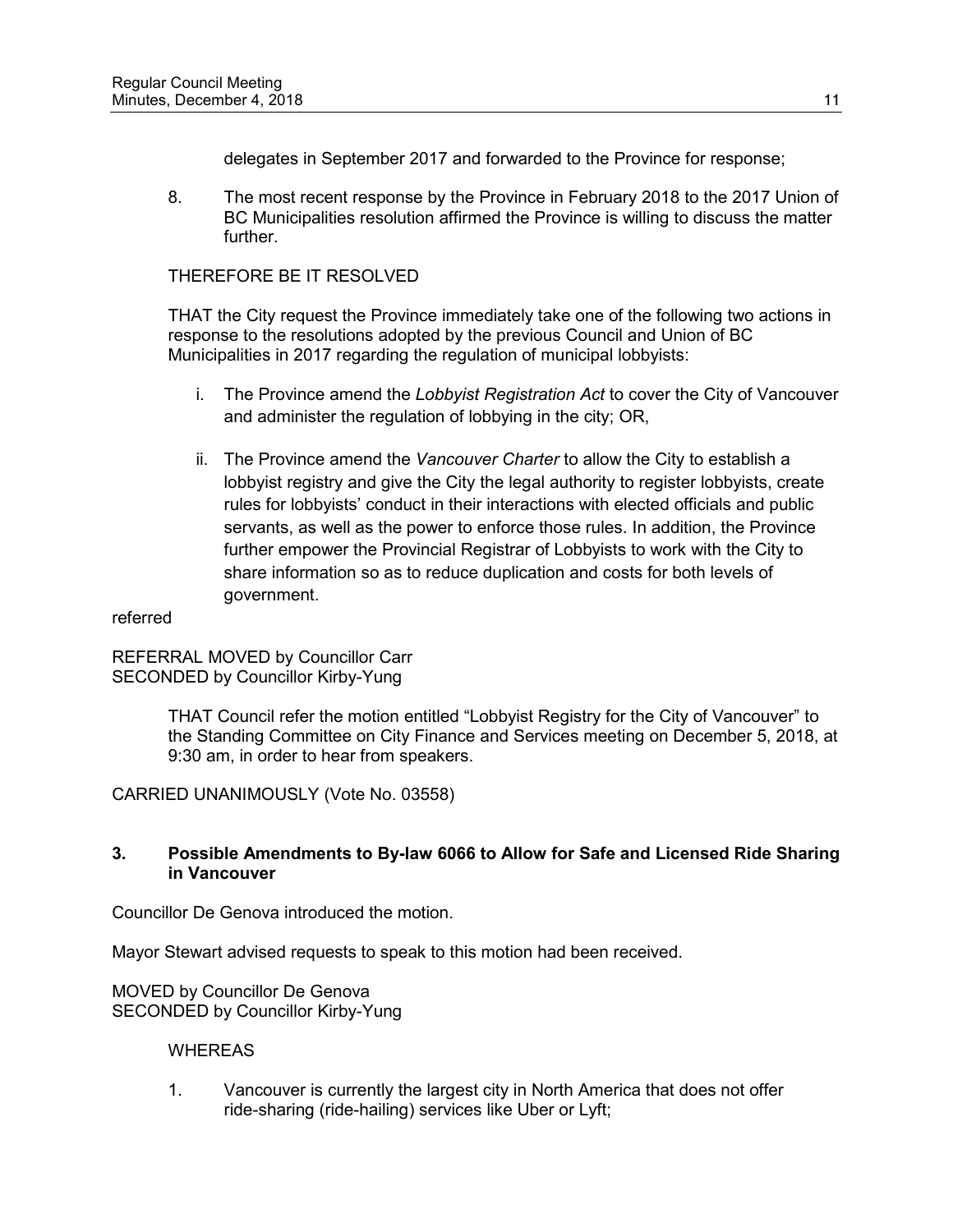delegates in September 2017 and forwarded to the Province for response;

8. The most recent response by the Province in February 2018 to the 2017 Union of BC Municipalities resolution affirmed the Province is willing to discuss the matter further.

THEREFORE BE IT RESOLVED

THAT the City request the Province immediately take one of the following two actions in response to the resolutions adopted by the previous Council and Union of BC Municipalities in 2017 regarding the regulation of municipal lobbyists:

i. The Province amend the *Lobbyist Registration Act* to cover the City of Vancouver and administer the regulation of lobbying in the city; OR,

ii. The Province amend the *Vancouver Charter* to allow the City to establish a lobbyist registry and give the City the legal authority to register lobbyists, create rules for lobbyists' conduct in their interactions with elected officials and public servants, as well as the power to enforce those rules. In addition, the Province further empower the Provincial Registrar of Lobbyists to work with the City to share information so as to reduce duplication and costs for both levels of government.

referred

REFERRAL MOVED by Councillor Carr
SECONDED by Councillor Kirby-Yung

> THAT Council refer the motion entitled "Lobbyist Registry for the City of Vancouver" to the Standing Committee on City Finance and Services meeting on December 5, 2018, at 9:30 am, in order to hear from speakers.

CARRIED UNANIMOUSLY (Vote No. 03558)

### 3. Possible Amendments to By-law 6066 to Allow for Safe and Licensed Ride Sharing in Vancouver

Councillor De Genova introduced the motion.

Mayor Stewart advised requests to speak to this motion had been received.

MOVED by Councillor De Genova
SECONDED by Councillor Kirby-Yung

WHEREAS

1. Vancouver is currently the largest city in North America that does not offer ride-sharing (ride-hailing) services like Uber or Lyft;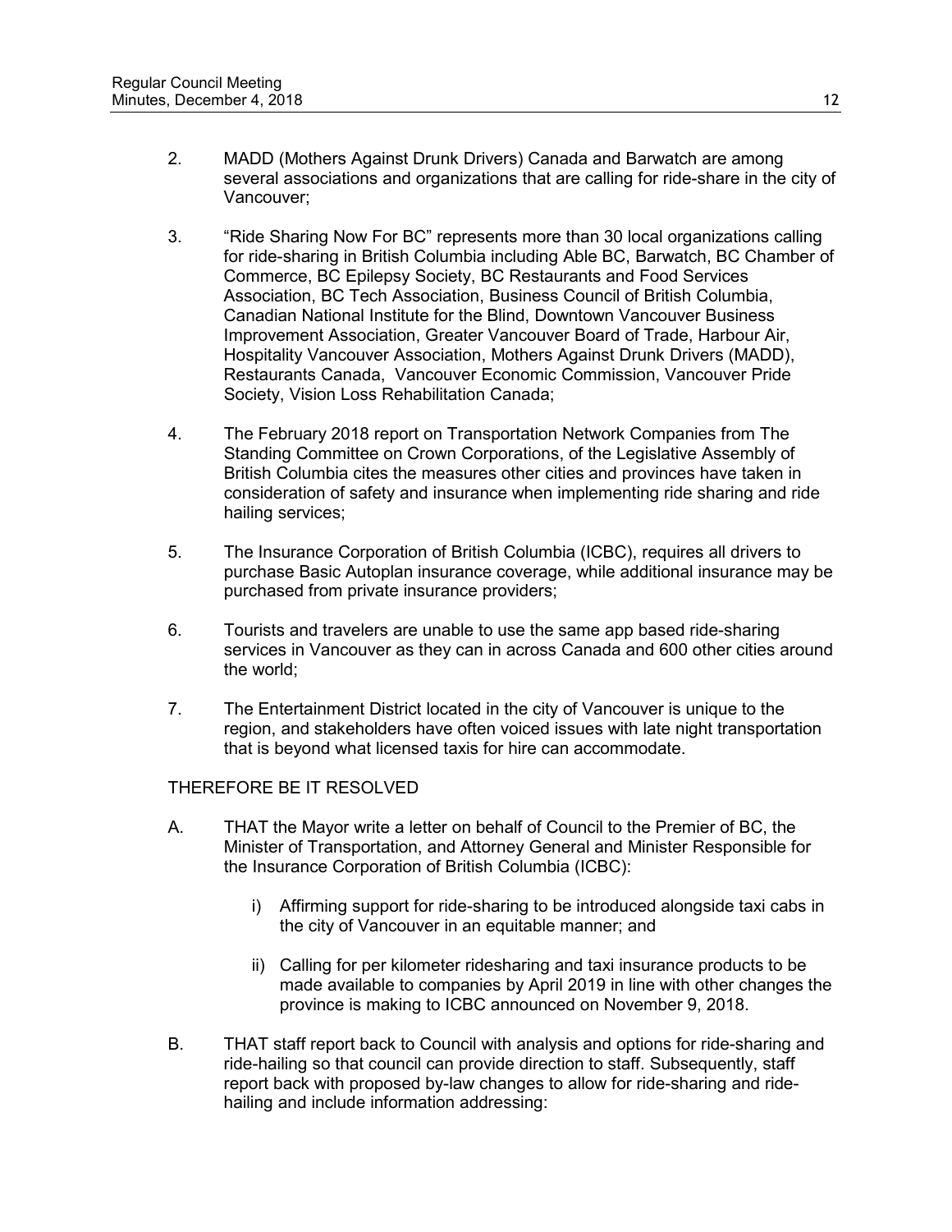2. MADD (Mothers Against Drunk Drivers) Canada and Barwatch are among several associations and organizations that are calling for ride-share in the city of Vancouver;

3. "Ride Sharing Now For BC" represents more than 30 local organizations calling for ride-sharing in British Columbia including Able BC, Barwatch, BC Chamber of Commerce, BC Epilepsy Society, BC Restaurants and Food Services Association, BC Tech Association, Business Council of British Columbia, Canadian National Institute for the Blind, Downtown Vancouver Business Improvement Association, Greater Vancouver Board of Trade, Harbour Air, Hospitality Vancouver Association, Mothers Against Drunk Drivers (MADD), Restaurants Canada, Vancouver Economic Commission, Vancouver Pride Society, Vision Loss Rehabilitation Canada;

4. The February 2018 report on Transportation Network Companies from The Standing Committee on Crown Corporations, of the Legislative Assembly of British Columbia cites the measures other cities and provinces have taken in consideration of safety and insurance when implementing ride sharing and ride hailing services;

5. The Insurance Corporation of British Columbia (ICBC), requires all drivers to purchase Basic Autoplan insurance coverage, while additional insurance may be purchased from private insurance providers;

6. Tourists and travelers are unable to use the same app based ride-sharing services in Vancouver as they can in across Canada and 600 other cities around the world;

7. The Entertainment District located in the city of Vancouver is unique to the region, and stakeholders have often voiced issues with late night transportation that is beyond what licensed taxis for hire can accommodate.

THEREFORE BE IT RESOLVED

A. THAT the Mayor write a letter on behalf of Council to the Premier of BC, the Minister of Transportation, and Attorney General and Minister Responsible for the Insurance Corporation of British Columbia (ICBC):

   i) Affirming support for ride-sharing to be introduced alongside taxi cabs in the city of Vancouver in an equitable manner; and

   ii) Calling for per kilometer ridesharing and taxi insurance products to be made available to companies by April 2019 in line with other changes the province is making to ICBC announced on November 9, 2018.

B. THAT staff report back to Council with analysis and options for ride-sharing and ride-hailing so that council can provide direction to staff. Subsequently, staff report back with proposed by-law changes to allow for ride-sharing and ride-hailing and include information addressing: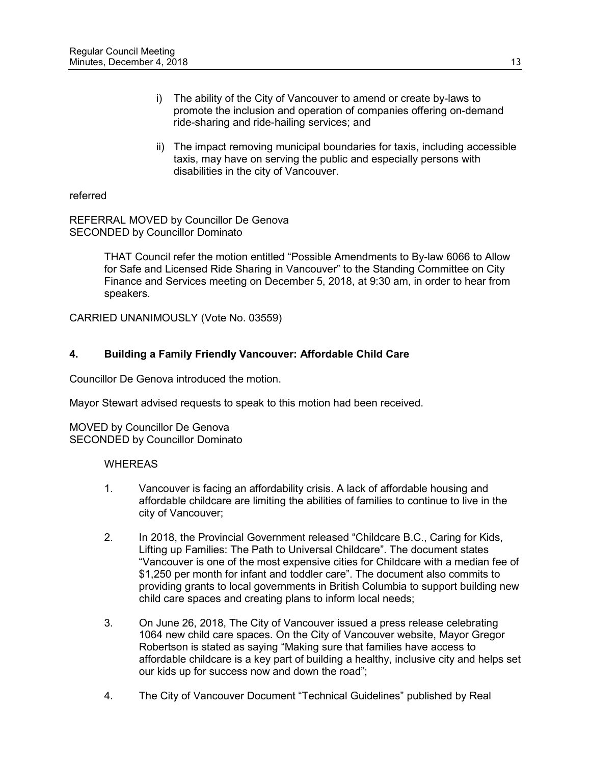i) The ability of the City of Vancouver to amend or create by-laws to promote the inclusion and operation of companies offering on-demand ride-sharing and ride-hailing services; and

ii) The impact removing municipal boundaries for taxis, including accessible taxis, may have on serving the public and especially persons with disabilities in the city of Vancouver.

referred

REFERRAL MOVED by Councillor De Genova
SECONDED by Councillor Dominato

> THAT Council refer the motion entitled "Possible Amendments to By-law 6066 to Allow for Safe and Licensed Ride Sharing in Vancouver" to the Standing Committee on City Finance and Services meeting on December 5, 2018, at 9:30 am, in order to hear from speakers.

CARRIED UNANIMOUSLY (Vote No. 03559)

### 4. Building a Family Friendly Vancouver: Affordable Child Care

Councillor De Genova introduced the motion.

Mayor Stewart advised requests to speak to this motion had been received.

MOVED by Councillor De Genova
SECONDED by Councillor Dominato

WHEREAS

1. Vancouver is facing an affordability crisis. A lack of affordable housing and affordable childcare are limiting the abilities of families to continue to live in the city of Vancouver;

2. In 2018, the Provincial Government released "Childcare B.C., Caring for Kids, Lifting up Families: The Path to Universal Childcare". The document states "Vancouver is one of the most expensive cities for Childcare with a median fee of $1,250 per month for infant and toddler care". The document also commits to providing grants to local governments in British Columbia to support building new child care spaces and creating plans to inform local needs;

3. On June 26, 2018, The City of Vancouver issued a press release celebrating 1064 new child care spaces. On the City of Vancouver website, Mayor Gregor Robertson is stated as saying "Making sure that families have access to affordable childcare is a key part of building a healthy, inclusive city and helps set our kids up for success now and down the road";

4. The City of Vancouver Document "Technical Guidelines" published by Real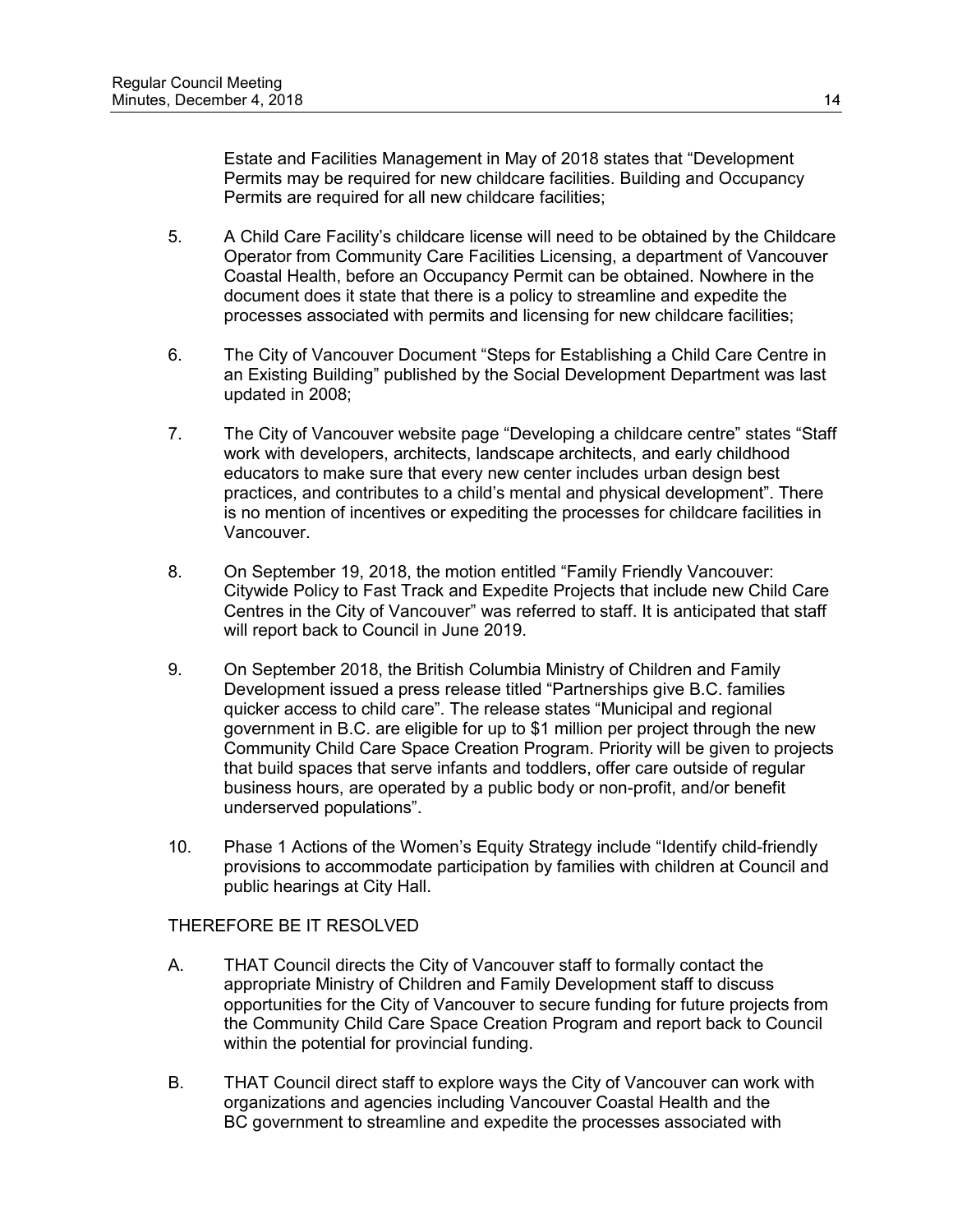Estate and Facilities Management in May of 2018 states that "Development Permits may be required for new childcare facilities. Building and Occupancy Permits are required for all new childcare facilities;

5. A Child Care Facility's childcare license will need to be obtained by the Childcare Operator from Community Care Facilities Licensing, a department of Vancouver Coastal Health, before an Occupancy Permit can be obtained. Nowhere in the document does it state that there is a policy to streamline and expedite the processes associated with permits and licensing for new childcare facilities;

6. The City of Vancouver Document "Steps for Establishing a Child Care Centre in an Existing Building" published by the Social Development Department was last updated in 2008;

7. The City of Vancouver website page "Developing a childcare centre" states "Staff work with developers, architects, landscape architects, and early childhood educators to make sure that every new center includes urban design best practices, and contributes to a child's mental and physical development". There is no mention of incentives or expediting the processes for childcare facilities in Vancouver.

8. On September 19, 2018, the motion entitled "Family Friendly Vancouver: Citywide Policy to Fast Track and Expedite Projects that include new Child Care Centres in the City of Vancouver" was referred to staff. It is anticipated that staff will report back to Council in June 2019.

9. On September 2018, the British Columbia Ministry of Children and Family Development issued a press release titled "Partnerships give B.C. families quicker access to child care". The release states "Municipal and regional government in B.C. are eligible for up to $1 million per project through the new Community Child Care Space Creation Program. Priority will be given to projects that build spaces that serve infants and toddlers, offer care outside of regular business hours, are operated by a public body or non-profit, and/or benefit underserved populations".

10. Phase 1 Actions of the Women's Equity Strategy include "Identify child-friendly provisions to accommodate participation by families with children at Council and public hearings at City Hall.

THEREFORE BE IT RESOLVED

A. THAT Council directs the City of Vancouver staff to formally contact the appropriate Ministry of Children and Family Development staff to discuss opportunities for the City of Vancouver to secure funding for future projects from the Community Child Care Space Creation Program and report back to Council within the potential for provincial funding.

B. THAT Council direct staff to explore ways the City of Vancouver can work with organizations and agencies including Vancouver Coastal Health and the BC government to streamline and expedite the processes associated with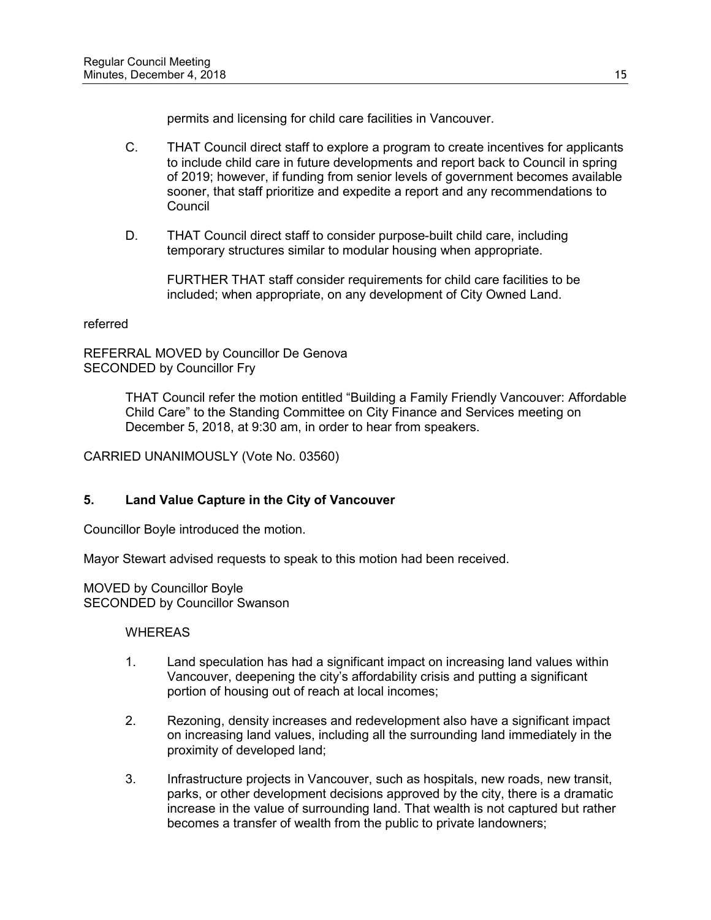permits and licensing for child care facilities in Vancouver.

C. THAT Council direct staff to explore a program to create incentives for applicants to include child care in future developments and report back to Council in spring of 2019; however, if funding from senior levels of government becomes available sooner, that staff prioritize and expedite a report and any recommendations to Council

D. THAT Council direct staff to consider purpose-built child care, including temporary structures similar to modular housing when appropriate.

FURTHER THAT staff consider requirements for child care facilities to be included; when appropriate, on any development of City Owned Land.

referred

REFERRAL MOVED by Councillor De Genova
SECONDED by Councillor Fry

> THAT Council refer the motion entitled "Building a Family Friendly Vancouver: Affordable Child Care" to the Standing Committee on City Finance and Services meeting on December 5, 2018, at 9:30 am, in order to hear from speakers.

CARRIED UNANIMOUSLY (Vote No. 03560)

## 5. Land Value Capture in the City of Vancouver

Councillor Boyle introduced the motion.

Mayor Stewart advised requests to speak to this motion had been received.

MOVED by Councillor Boyle
SECONDED by Councillor Swanson

WHEREAS

1. Land speculation has had a significant impact on increasing land values within Vancouver, deepening the city's affordability crisis and putting a significant portion of housing out of reach at local incomes;

2. Rezoning, density increases and redevelopment also have a significant impact on increasing land values, including all the surrounding land immediately in the proximity of developed land;

3. Infrastructure projects in Vancouver, such as hospitals, new roads, new transit, parks, or other development decisions approved by the city, there is a dramatic increase in the value of surrounding land. That wealth is not captured but rather becomes a transfer of wealth from the public to private landowners;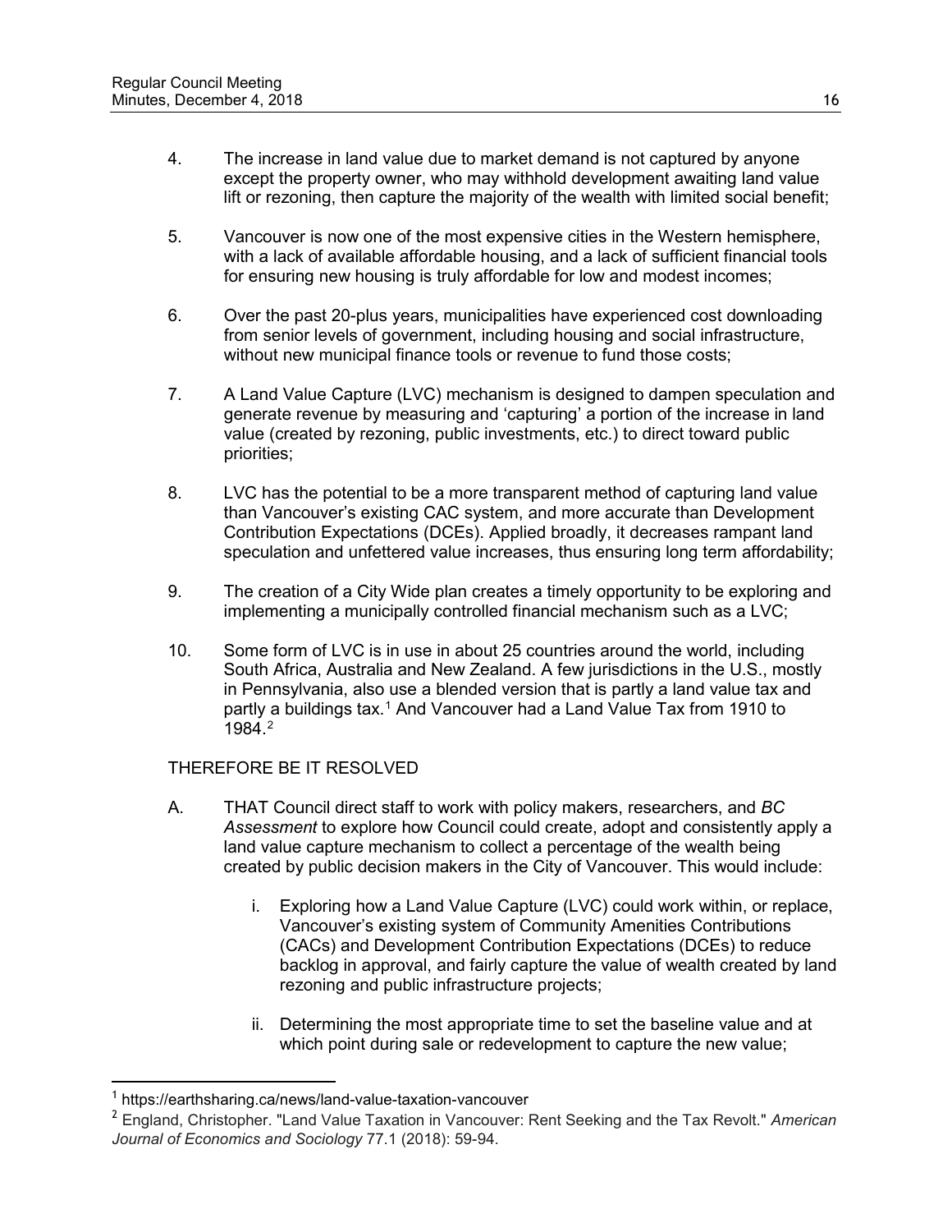4. The increase in land value due to market demand is not captured by anyone except the property owner, who may withhold development awaiting land value lift or rezoning, then capture the majority of the wealth with limited social benefit;

5. Vancouver is now one of the most expensive cities in the Western hemisphere, with a lack of available affordable housing, and a lack of sufficient financial tools for ensuring new housing is truly affordable for low and modest incomes;

6. Over the past 20-plus years, municipalities have experienced cost downloading from senior levels of government, including housing and social infrastructure, without new municipal finance tools or revenue to fund those costs;

7. A Land Value Capture (LVC) mechanism is designed to dampen speculation and generate revenue by measuring and 'capturing' a portion of the increase in land value (created by rezoning, public investments, etc.) to direct toward public priorities;

8. LVC has the potential to be a more transparent method of capturing land value than Vancouver's existing CAC system, and more accurate than Development Contribution Expectations (DCEs). Applied broadly, it decreases rampant land speculation and unfettered value increases, thus ensuring long term affordability;

9. The creation of a City Wide plan creates a timely opportunity to be exploring and implementing a municipally controlled financial mechanism such as a LVC;

10. Some form of LVC is in use in about 25 countries around the world, including South Africa, Australia and New Zealand. A few jurisdictions in the U.S., mostly in Pennsylvania, also use a blended version that is partly a land value tax and partly a buildings tax.[1] And Vancouver had a Land Value Tax from 1910 to 1984.[2]

THEREFORE BE IT RESOLVED

A. THAT Council direct staff to work with policy makers, researchers, and *BC Assessment* to explore how Council could create, adopt and consistently apply a land value capture mechanism to collect a percentage of the wealth being created by public decision makers in the City of Vancouver. This would include:

   i. Exploring how a Land Value Capture (LVC) could work within, or replace, Vancouver's existing system of Community Amenities Contributions (CACs) and Development Contribution Expectations (DCEs) to reduce backlog in approval, and fairly capture the value of wealth created by land rezoning and public infrastructure projects;

   ii. Determining the most appropriate time to set the baseline value and at which point during sale or redevelopment to capture the new value;

---

[1] https://earthsharing.ca/news/land-value-taxation-vancouver

[2] England, Christopher. "Land Value Taxation in Vancouver: Rent Seeking and the Tax Revolt." *American Journal of Economics and Sociology* 77.1 (2018): 59-94.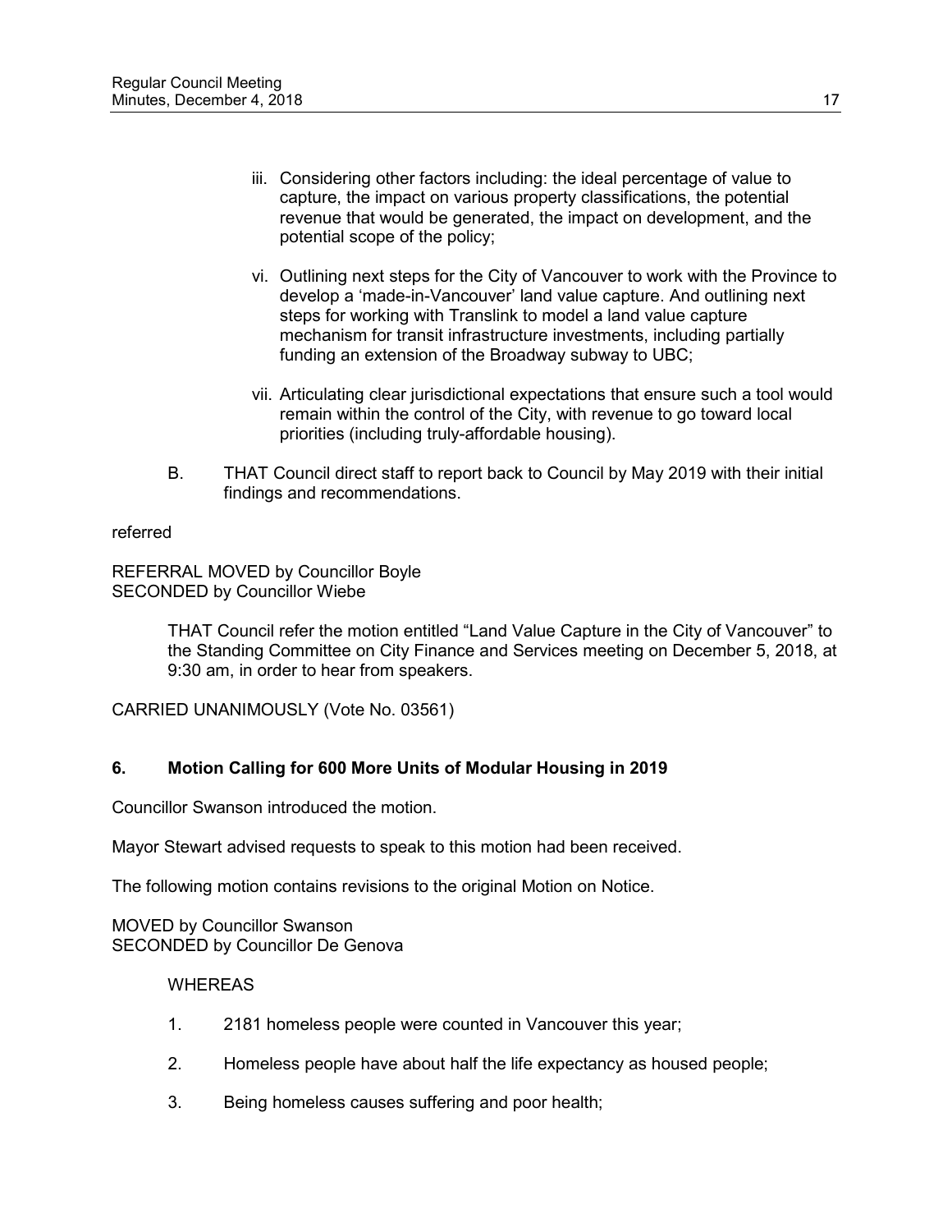iii. Considering other factors including: the ideal percentage of value to capture, the impact on various property classifications, the potential revenue that would be generated, the impact on development, and the potential scope of the policy;

vi. Outlining next steps for the City of Vancouver to work with the Province to develop a 'made-in-Vancouver' land value capture. And outlining next steps for working with Translink to model a land value capture mechanism for transit infrastructure investments, including partially funding an extension of the Broadway subway to UBC;

vii. Articulating clear jurisdictional expectations that ensure such a tool would remain within the control of the City, with revenue to go toward local priorities (including truly-affordable housing).

B. THAT Council direct staff to report back to Council by May 2019 with their initial findings and recommendations.

referred

REFERRAL MOVED by Councillor Boyle
SECONDED by Councillor Wiebe

> THAT Council refer the motion entitled "Land Value Capture in the City of Vancouver" to the Standing Committee on City Finance and Services meeting on December 5, 2018, at 9:30 am, in order to hear from speakers.

CARRIED UNANIMOUSLY (Vote No. 03561)

## 6. Motion Calling for 600 More Units of Modular Housing in 2019

Councillor Swanson introduced the motion.

Mayor Stewart advised requests to speak to this motion had been received.

The following motion contains revisions to the original Motion on Notice.

MOVED by Councillor Swanson
SECONDED by Councillor De Genova

WHEREAS

1. 2181 homeless people were counted in Vancouver this year;
2. Homeless people have about half the life expectancy as housed people;
3. Being homeless causes suffering and poor health;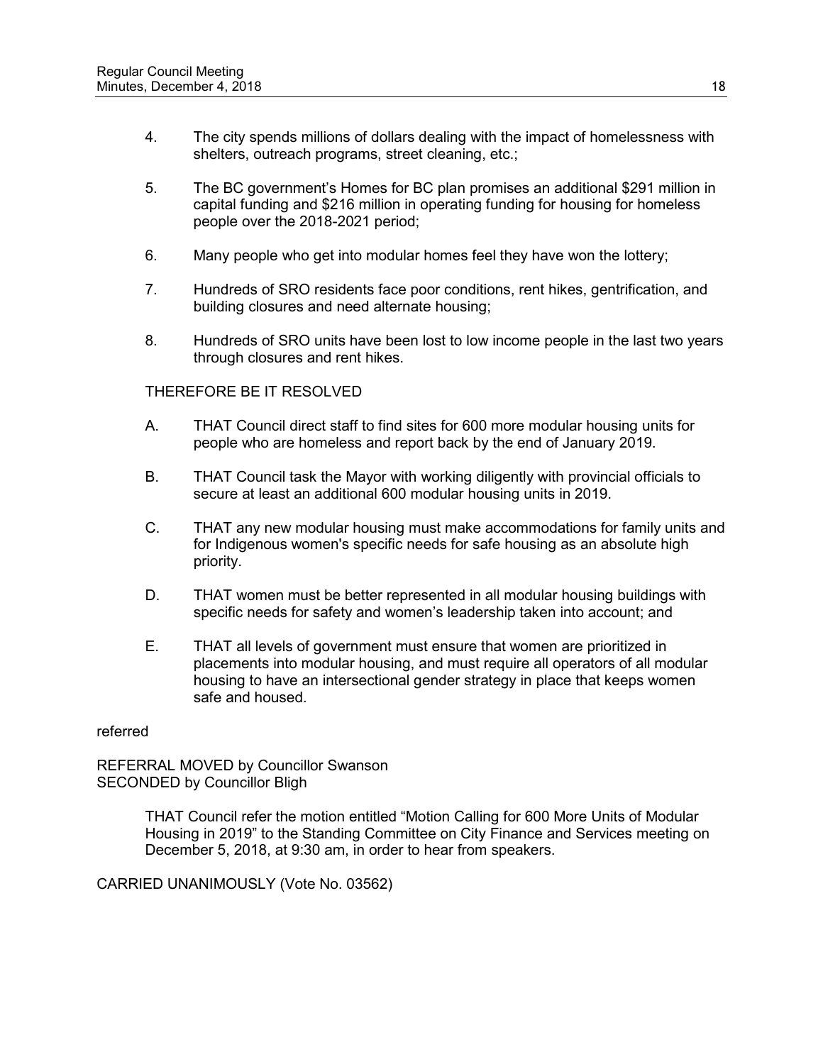4. The city spends millions of dollars dealing with the impact of homelessness with shelters, outreach programs, street cleaning, etc.;

5. The BC government's Homes for BC plan promises an additional $291 million in capital funding and $216 million in operating funding for housing for homeless people over the 2018-2021 period;

6. Many people who get into modular homes feel they have won the lottery;

7. Hundreds of SRO residents face poor conditions, rent hikes, gentrification, and building closures and need alternate housing;

8. Hundreds of SRO units have been lost to low income people in the last two years through closures and rent hikes.

THEREFORE BE IT RESOLVED

A. THAT Council direct staff to find sites for 600 more modular housing units for people who are homeless and report back by the end of January 2019.

B. THAT Council task the Mayor with working diligently with provincial officials to secure at least an additional 600 modular housing units in 2019.

C. THAT any new modular housing must make accommodations for family units and for Indigenous women's specific needs for safe housing as an absolute high priority.

D. THAT women must be better represented in all modular housing buildings with specific needs for safety and women's leadership taken into account; and

E. THAT all levels of government must ensure that women are prioritized in placements into modular housing, and must require all operators of all modular housing to have an intersectional gender strategy in place that keeps women safe and housed.

referred

REFERRAL MOVED by Councillor Swanson
SECONDED by Councillor Bligh

> THAT Council refer the motion entitled "Motion Calling for 600 More Units of Modular Housing in 2019" to the Standing Committee on City Finance and Services meeting on December 5, 2018, at 9:30 am, in order to hear from speakers.

CARRIED UNANIMOUSLY (Vote No. 03562)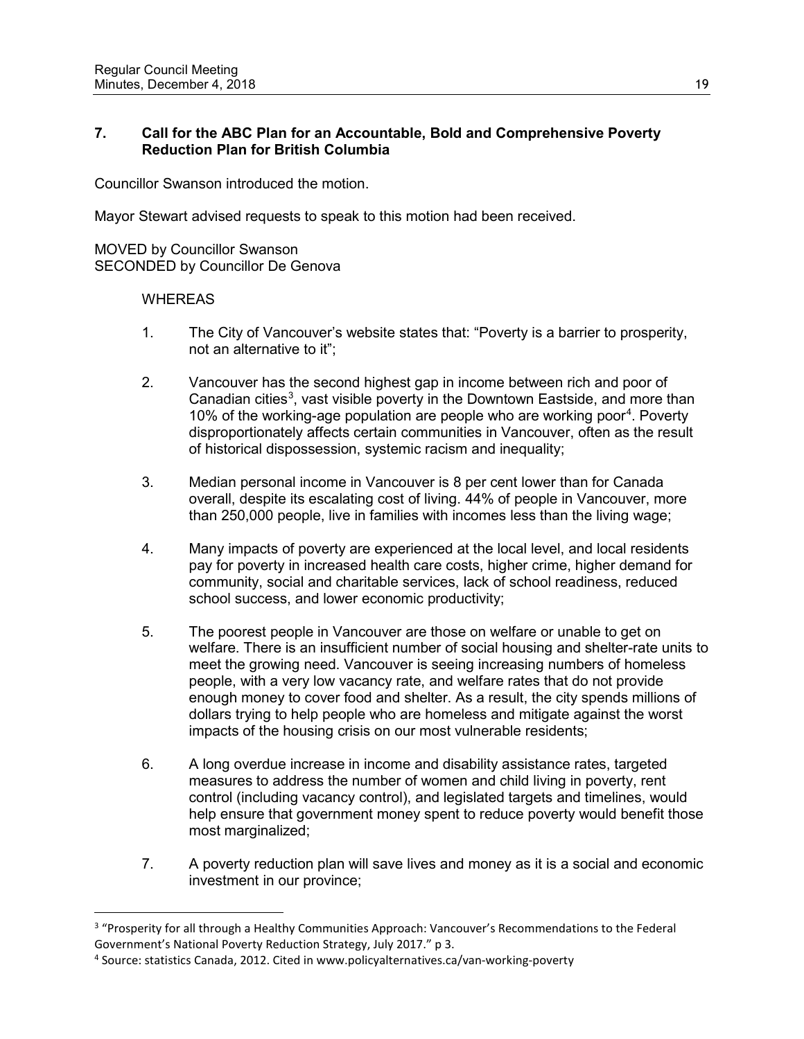### 7. Call for the ABC Plan for an Accountable, Bold and Comprehensive Poverty Reduction Plan for British Columbia

Councillor Swanson introduced the motion.

Mayor Stewart advised requests to speak to this motion had been received.

MOVED by Councillor Swanson
SECONDED by Councillor De Genova

WHEREAS

1. The City of Vancouver's website states that: "Poverty is a barrier to prosperity, not an alternative to it";
2. Vancouver has the second highest gap in income between rich and poor of Canadian cities[3], vast visible poverty in the Downtown Eastside, and more than 10% of the working-age population are people who are working poor[4]. Poverty disproportionately affects certain communities in Vancouver, often as the result of historical dispossession, systemic racism and inequality;
3. Median personal income in Vancouver is 8 per cent lower than for Canada overall, despite its escalating cost of living. 44% of people in Vancouver, more than 250,000 people, live in families with incomes less than the living wage;
4. Many impacts of poverty are experienced at the local level, and local residents pay for poverty in increased health care costs, higher crime, higher demand for community, social and charitable services, lack of school readiness, reduced school success, and lower economic productivity;
5. The poorest people in Vancouver are those on welfare or unable to get on welfare. There is an insufficient number of social housing and shelter-rate units to meet the growing need. Vancouver is seeing increasing numbers of homeless people, with a very low vacancy rate, and welfare rates that do not provide enough money to cover food and shelter. As a result, the city spends millions of dollars trying to help people who are homeless and mitigate against the worst impacts of the housing crisis on our most vulnerable residents;
6. A long overdue increase in income and disability assistance rates, targeted measures to address the number of women and child living in poverty, rent control (including vacancy control), and legislated targets and timelines, would help ensure that government money spent to reduce poverty would benefit those most marginalized;
7. A poverty reduction plan will save lives and money as it is a social and economic investment in our province;

---

[3] "Prosperity for all through a Healthy Communities Approach: Vancouver's Recommendations to the Federal Government's National Poverty Reduction Strategy, July 2017." p 3.

[4] Source: statistics Canada, 2012. Cited in www.policyalternatives.ca/van-working-poverty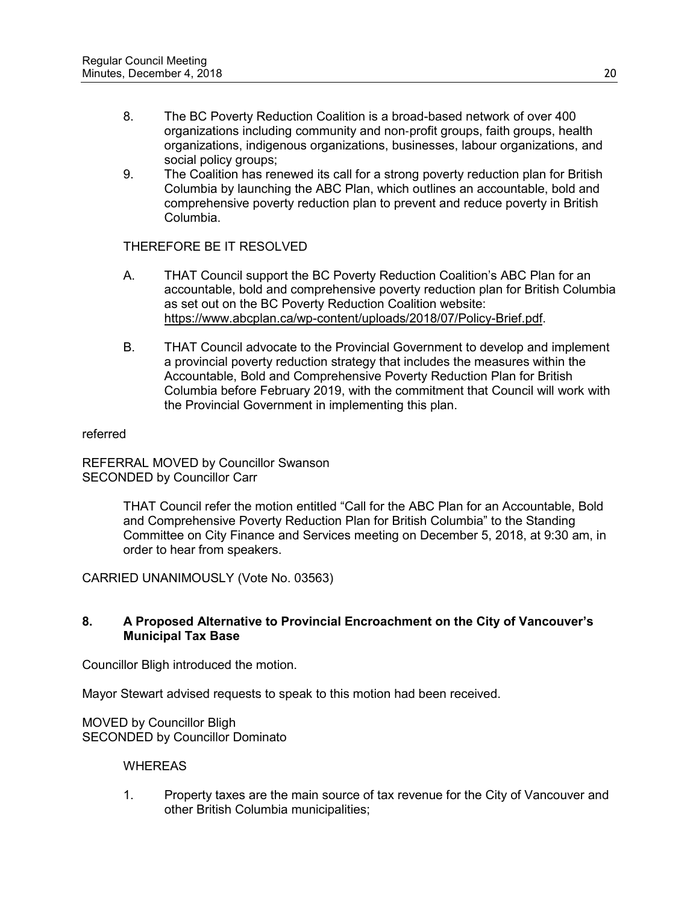8. The BC Poverty Reduction Coalition is a broad-based network of over 400 organizations including community and non-profit groups, faith groups, health organizations, indigenous organizations, businesses, labour organizations, and social policy groups;
9. The Coalition has renewed its call for a strong poverty reduction plan for British Columbia by launching the ABC Plan, which outlines an accountable, bold and comprehensive poverty reduction plan to prevent and reduce poverty in British Columbia.

THEREFORE BE IT RESOLVED

A. THAT Council support the BC Poverty Reduction Coalition's ABC Plan for an accountable, bold and comprehensive poverty reduction plan for British Columbia as set out on the BC Poverty Reduction Coalition website: https://www.abcplan.ca/wp-content/uploads/2018/07/Policy-Brief.pdf.

B. THAT Council advocate to the Provincial Government to develop and implement a provincial poverty reduction strategy that includes the measures within the Accountable, Bold and Comprehensive Poverty Reduction Plan for British Columbia before February 2019, with the commitment that Council will work with the Provincial Government in implementing this plan.

referred

REFERRAL MOVED by Councillor Swanson
SECONDED by Councillor Carr

> THAT Council refer the motion entitled "Call for the ABC Plan for an Accountable, Bold and Comprehensive Poverty Reduction Plan for British Columbia" to the Standing Committee on City Finance and Services meeting on December 5, 2018, at 9:30 am, in order to hear from speakers.

CARRIED UNANIMOUSLY (Vote No. 03563)

## 8. A Proposed Alternative to Provincial Encroachment on the City of Vancouver's Municipal Tax Base

Councillor Bligh introduced the motion.

Mayor Stewart advised requests to speak to this motion had been received.

MOVED by Councillor Bligh
SECONDED by Councillor Dominato

WHEREAS

1. Property taxes are the main source of tax revenue for the City of Vancouver and other British Columbia municipalities;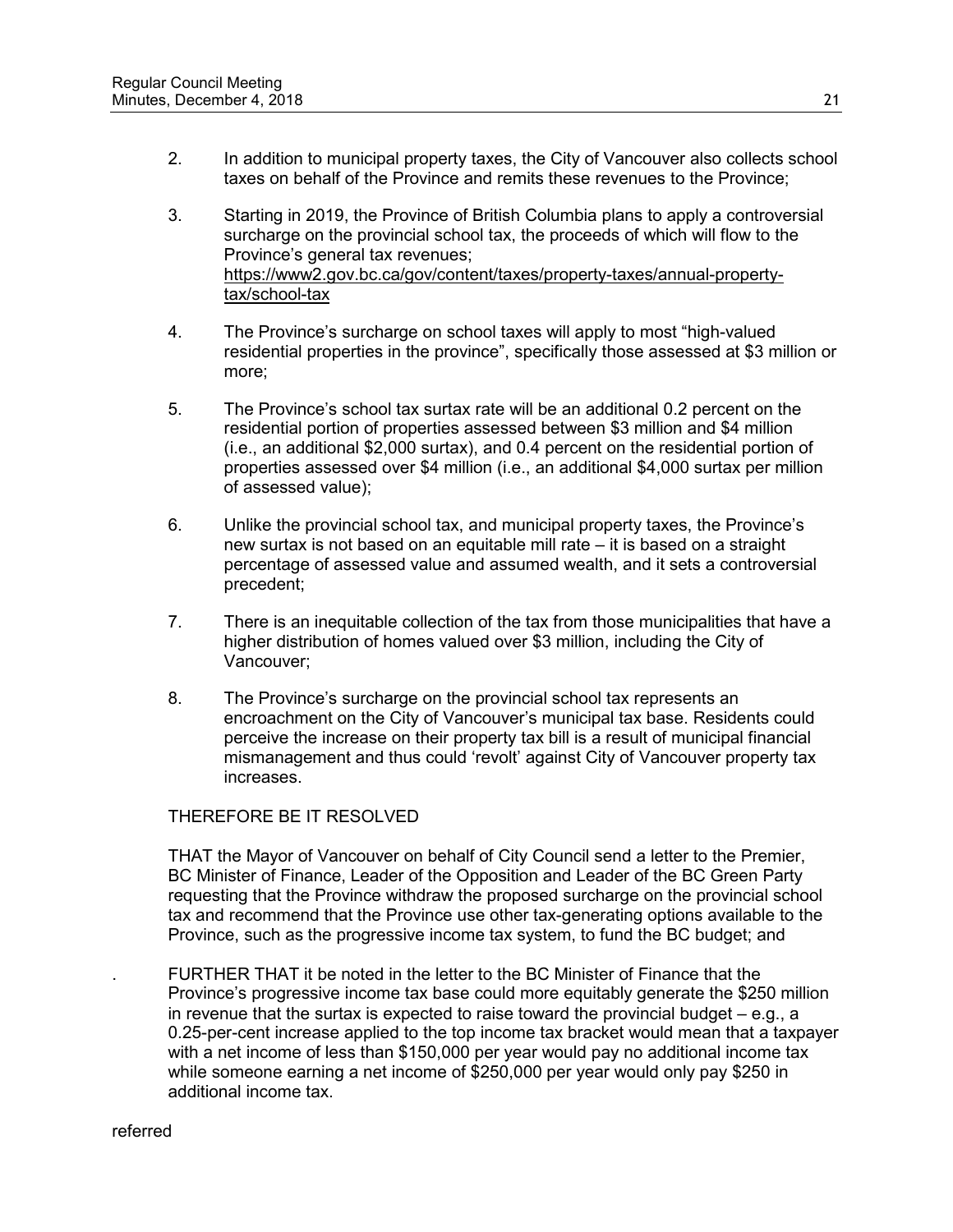2. In addition to municipal property taxes, the City of Vancouver also collects school taxes on behalf of the Province and remits these revenues to the Province;

3. Starting in 2019, the Province of British Columbia plans to apply a controversial surcharge on the provincial school tax, the proceeds of which will flow to the Province's general tax revenues; https://www2.gov.bc.ca/gov/content/taxes/property-taxes/annual-property-tax/school-tax

4. The Province's surcharge on school taxes will apply to most "high-valued residential properties in the province", specifically those assessed at $3 million or more;

5. The Province's school tax surtax rate will be an additional 0.2 percent on the residential portion of properties assessed between $3 million and $4 million (i.e., an additional $2,000 surtax), and 0.4 percent on the residential portion of properties assessed over $4 million (i.e., an additional $4,000 surtax per million of assessed value);

6. Unlike the provincial school tax, and municipal property taxes, the Province's new surtax is not based on an equitable mill rate – it is based on a straight percentage of assessed value and assumed wealth, and it sets a controversial precedent;

7. There is an inequitable collection of the tax from those municipalities that have a higher distribution of homes valued over $3 million, including the City of Vancouver;

8. The Province's surcharge on the provincial school tax represents an encroachment on the City of Vancouver's municipal tax base. Residents could perceive the increase on their property tax bill is a result of municipal financial mismanagement and thus could 'revolt' against City of Vancouver property tax increases.

THEREFORE BE IT RESOLVED

THAT the Mayor of Vancouver on behalf of City Council send a letter to the Premier, BC Minister of Finance, Leader of the Opposition and Leader of the BC Green Party requesting that the Province withdraw the proposed surcharge on the provincial school tax and recommend that the Province use other tax-generating options available to the Province, such as the progressive income tax system, to fund the BC budget; and

FURTHER THAT it be noted in the letter to the BC Minister of Finance that the Province's progressive income tax base could more equitably generate the $250 million in revenue that the surtax is expected to raise toward the provincial budget – e.g., a 0.25-per-cent increase applied to the top income tax bracket would mean that a taxpayer with a net income of less than $150,000 per year would pay no additional income tax while someone earning a net income of $250,000 per year would only pay $250 in additional income tax.

referred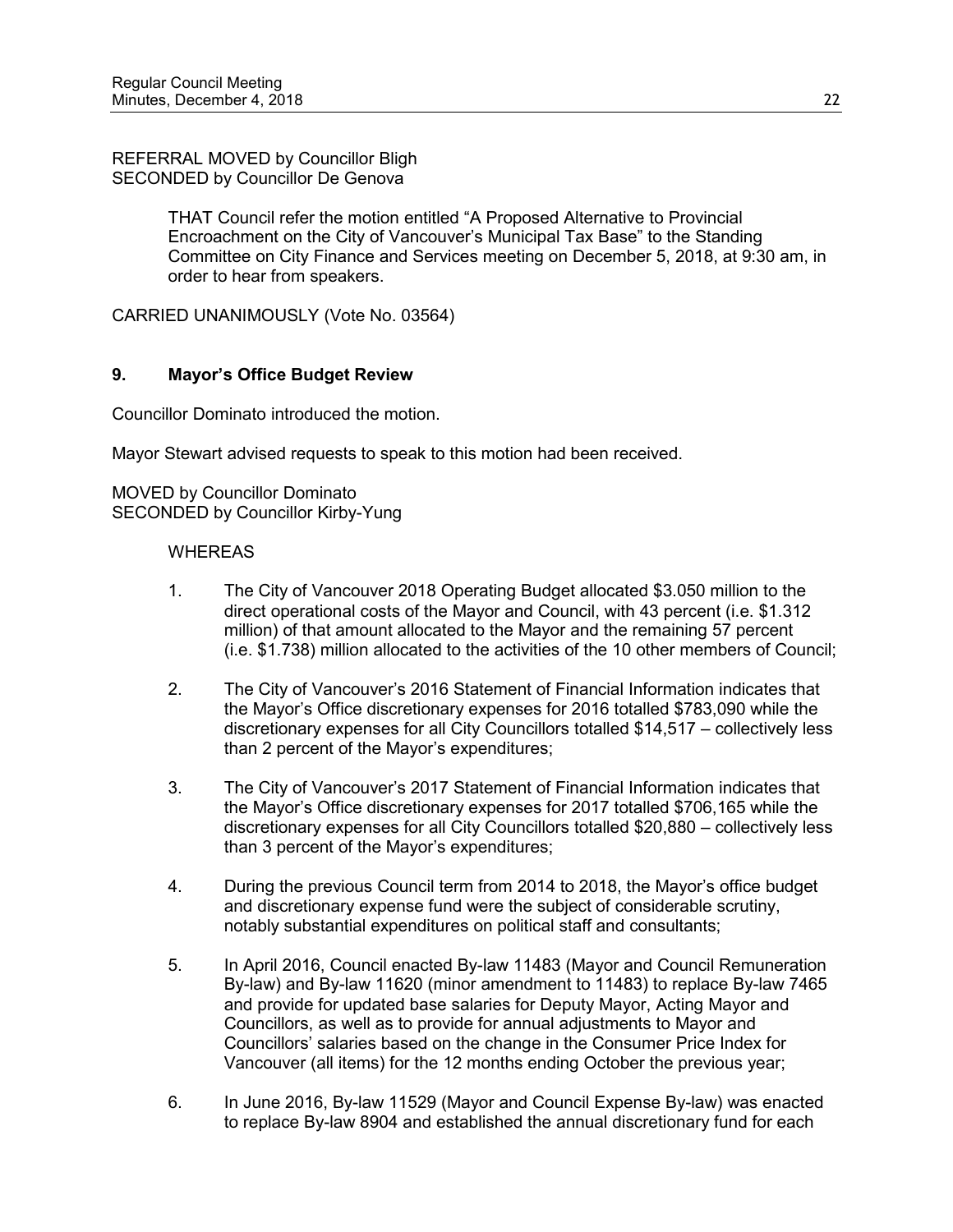REFERRAL MOVED by Councillor Bligh
SECONDED by Councillor De Genova

> THAT Council refer the motion entitled "A Proposed Alternative to Provincial Encroachment on the City of Vancouver's Municipal Tax Base" to the Standing Committee on City Finance and Services meeting on December 5, 2018, at 9:30 am, in order to hear from speakers.

CARRIED UNANIMOUSLY (Vote No. 03564)

## 9. Mayor's Office Budget Review

Councillor Dominato introduced the motion.

Mayor Stewart advised requests to speak to this motion had been received.

MOVED by Councillor Dominato
SECONDED by Councillor Kirby-Yung

WHEREAS

1. The City of Vancouver 2018 Operating Budget allocated \$3.050 million to the direct operational costs of the Mayor and Council, with 43 percent (i.e. \$1.312 million) of that amount allocated to the Mayor and the remaining 57 percent (i.e. \$1.738) million allocated to the activities of the 10 other members of Council;

2. The City of Vancouver's 2016 Statement of Financial Information indicates that the Mayor's Office discretionary expenses for 2016 totalled \$783,090 while the discretionary expenses for all City Councillors totalled \$14,517 – collectively less than 2 percent of the Mayor's expenditures;

3. The City of Vancouver's 2017 Statement of Financial Information indicates that the Mayor's Office discretionary expenses for 2017 totalled \$706,165 while the discretionary expenses for all City Councillors totalled \$20,880 – collectively less than 3 percent of the Mayor's expenditures;

4. During the previous Council term from 2014 to 2018, the Mayor's office budget and discretionary expense fund were the subject of considerable scrutiny, notably substantial expenditures on political staff and consultants;

5. In April 2016, Council enacted By-law 11483 (Mayor and Council Remuneration By-law) and By-law 11620 (minor amendment to 11483) to replace By-law 7465 and provide for updated base salaries for Deputy Mayor, Acting Mayor and Councillors, as well as to provide for annual adjustments to Mayor and Councillors' salaries based on the change in the Consumer Price Index for Vancouver (all items) for the 12 months ending October the previous year;

6. In June 2016, By-law 11529 (Mayor and Council Expense By-law) was enacted to replace By-law 8904 and established the annual discretionary fund for each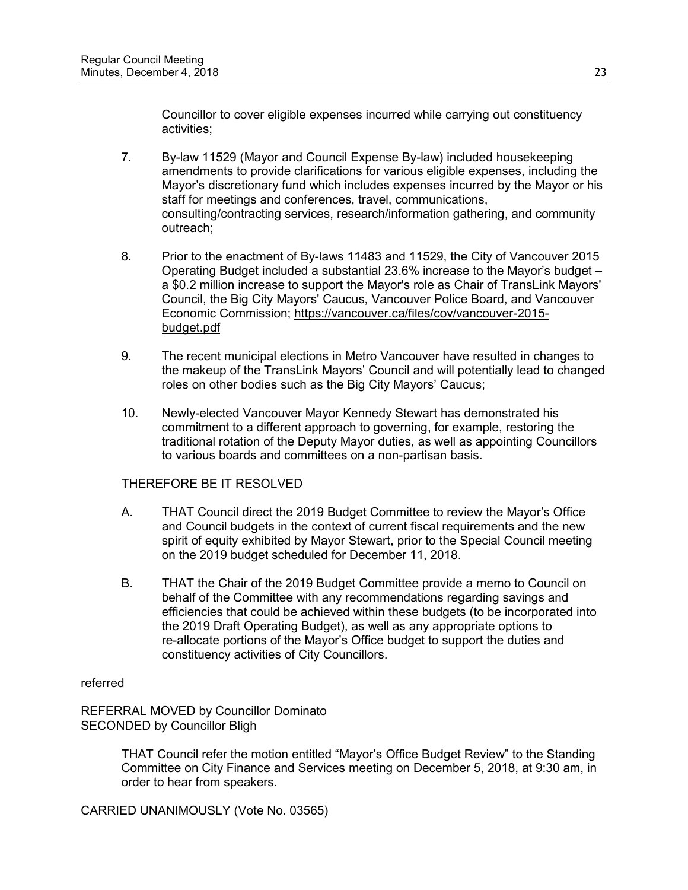Councillor to cover eligible expenses incurred while carrying out constituency activities;

7. By-law 11529 (Mayor and Council Expense By-law) included housekeeping amendments to provide clarifications for various eligible expenses, including the Mayor's discretionary fund which includes expenses incurred by the Mayor or his staff for meetings and conferences, travel, communications, consulting/contracting services, research/information gathering, and community outreach;

8. Prior to the enactment of By-laws 11483 and 11529, the City of Vancouver 2015 Operating Budget included a substantial 23.6% increase to the Mayor's budget – a $0.2 million increase to support the Mayor's role as Chair of TransLink Mayors' Council, the Big City Mayors' Caucus, Vancouver Police Board, and Vancouver Economic Commission; https://vancouver.ca/files/cov/vancouver-2015-budget.pdf

9. The recent municipal elections in Metro Vancouver have resulted in changes to the makeup of the TransLink Mayors' Council and will potentially lead to changed roles on other bodies such as the Big City Mayors' Caucus;

10. Newly-elected Vancouver Mayor Kennedy Stewart has demonstrated his commitment to a different approach to governing, for example, restoring the traditional rotation of the Deputy Mayor duties, as well as appointing Councillors to various boards and committees on a non-partisan basis.

THEREFORE BE IT RESOLVED

A. THAT Council direct the 2019 Budget Committee to review the Mayor's Office and Council budgets in the context of current fiscal requirements and the new spirit of equity exhibited by Mayor Stewart, prior to the Special Council meeting on the 2019 budget scheduled for December 11, 2018.

B. THAT the Chair of the 2019 Budget Committee provide a memo to Council on behalf of the Committee with any recommendations regarding savings and efficiencies that could be achieved within these budgets (to be incorporated into the 2019 Draft Operating Budget), as well as any appropriate options to re-allocate portions of the Mayor's Office budget to support the duties and constituency activities of City Councillors.

referred

REFERRAL MOVED by Councillor Dominato
SECONDED by Councillor Bligh

> THAT Council refer the motion entitled "Mayor's Office Budget Review" to the Standing Committee on City Finance and Services meeting on December 5, 2018, at 9:30 am, in order to hear from speakers.

CARRIED UNANIMOUSLY (Vote No. 03565)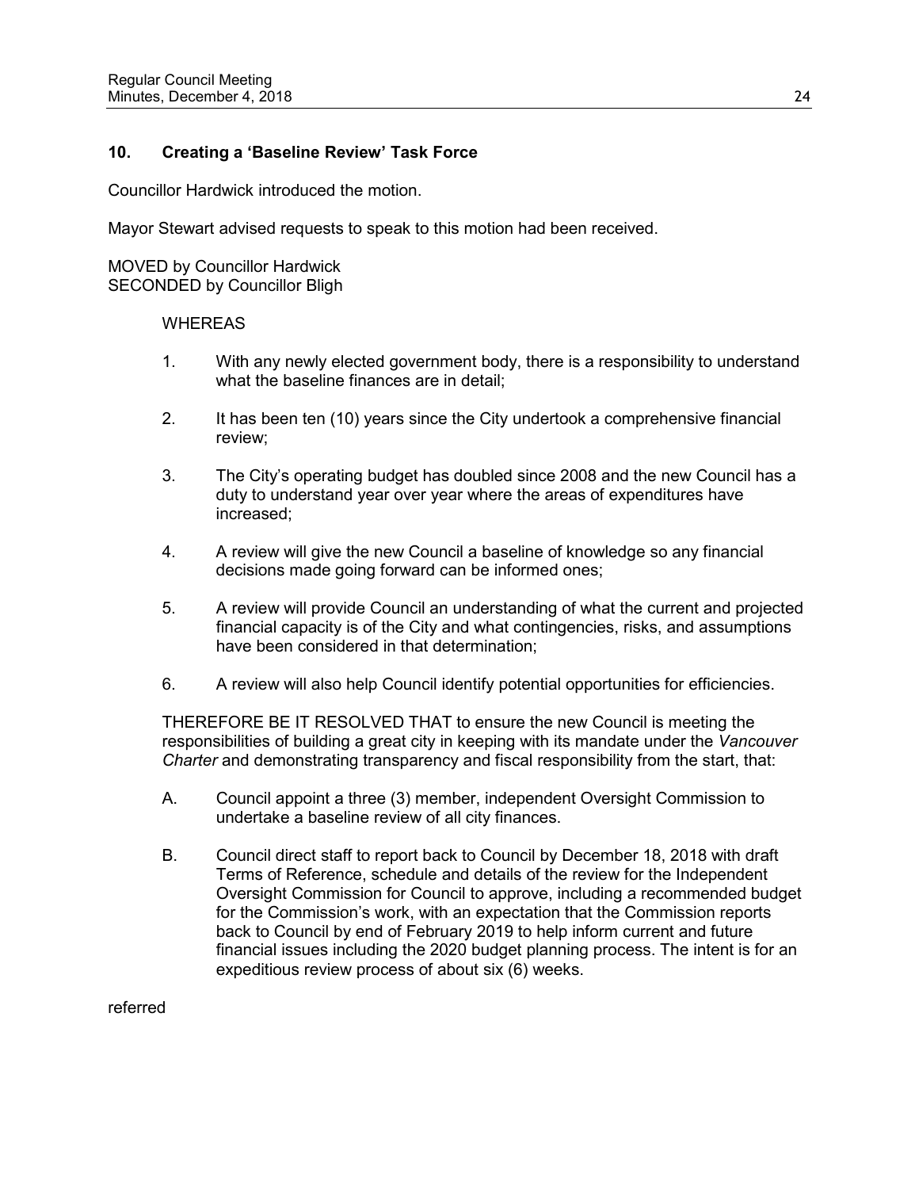## 10. Creating a 'Baseline Review' Task Force

Councillor Hardwick introduced the motion.

Mayor Stewart advised requests to speak to this motion had been received.

MOVED by Councillor Hardwick
SECONDED by Councillor Bligh

WHEREAS

1. With any newly elected government body, there is a responsibility to understand what the baseline finances are in detail;

2. It has been ten (10) years since the City undertook a comprehensive financial review;

3. The City's operating budget has doubled since 2008 and the new Council has a duty to understand year over year where the areas of expenditures have increased;

4. A review will give the new Council a baseline of knowledge so any financial decisions made going forward can be informed ones;

5. A review will provide Council an understanding of what the current and projected financial capacity is of the City and what contingencies, risks, and assumptions have been considered in that determination;

6. A review will also help Council identify potential opportunities for efficiencies.

THEREFORE BE IT RESOLVED THAT to ensure the new Council is meeting the responsibilities of building a great city in keeping with its mandate under the *Vancouver Charter* and demonstrating transparency and fiscal responsibility from the start, that:

A. Council appoint a three (3) member, independent Oversight Commission to undertake a baseline review of all city finances.

B. Council direct staff to report back to Council by December 18, 2018 with draft Terms of Reference, schedule and details of the review for the Independent Oversight Commission for Council to approve, including a recommended budget for the Commission's work, with an expectation that the Commission reports back to Council by end of February 2019 to help inform current and future financial issues including the 2020 budget planning process. The intent is for an expeditious review process of about six (6) weeks.

referred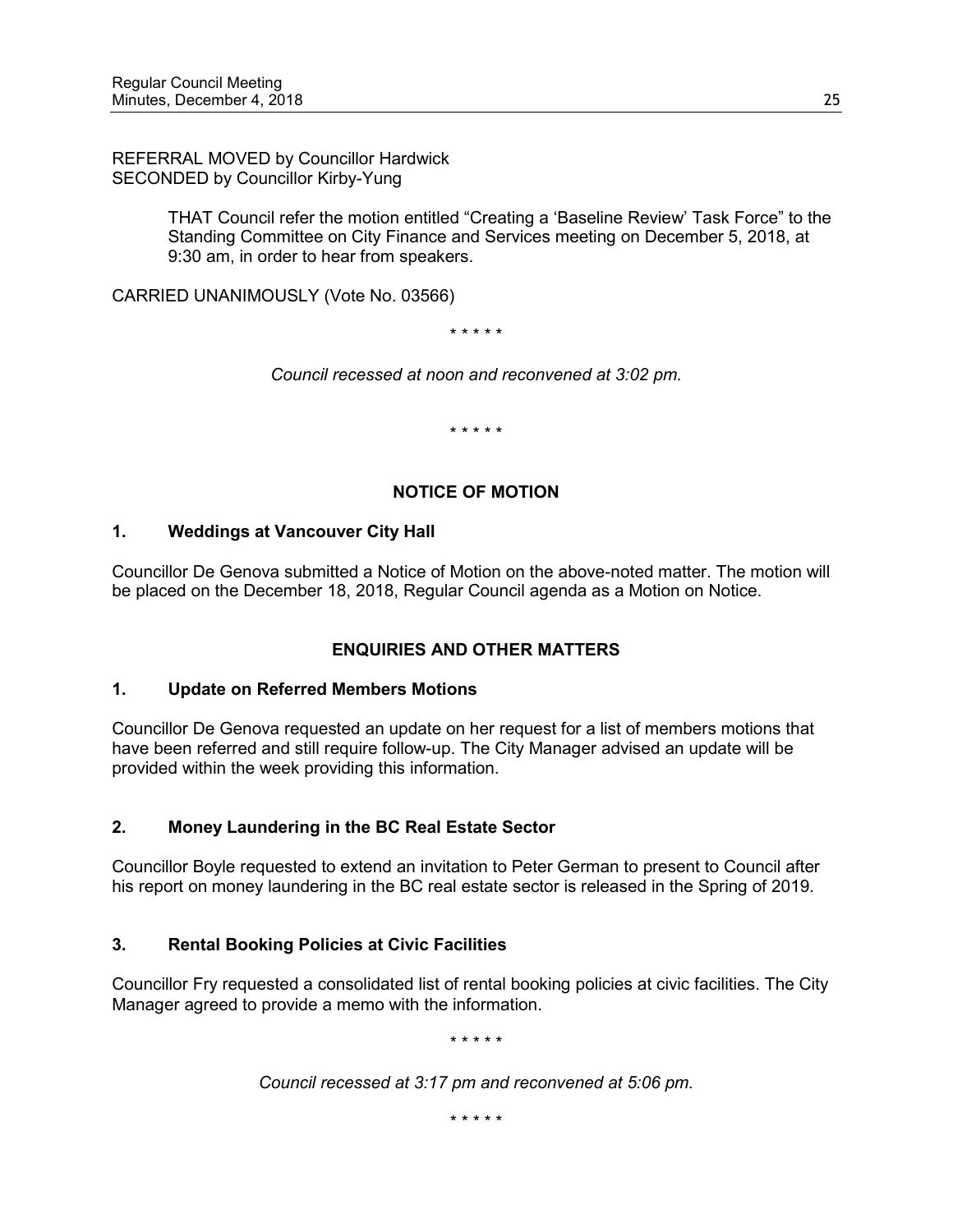REFERRAL MOVED by Councillor Hardwick
SECONDED by Councillor Kirby-Yung

> THAT Council refer the motion entitled "Creating a 'Baseline Review' Task Force" to the Standing Committee on City Finance and Services meeting on December 5, 2018, at 9:30 am, in order to hear from speakers.

CARRIED UNANIMOUSLY (Vote No. 03566)

\* \* \* \* \*

*Council recessed at noon and reconvened at 3:02 pm.*

\* \* \* \* \*

## NOTICE OF MOTION

### 1. Weddings at Vancouver City Hall

Councillor De Genova submitted a Notice of Motion on the above-noted matter. The motion will be placed on the December 18, 2018, Regular Council agenda as a Motion on Notice.

## ENQUIRIES AND OTHER MATTERS

### 1. Update on Referred Members Motions

Councillor De Genova requested an update on her request for a list of members motions that have been referred and still require follow-up. The City Manager advised an update will be provided within the week providing this information.

### 2. Money Laundering in the BC Real Estate Sector

Councillor Boyle requested to extend an invitation to Peter German to present to Council after his report on money laundering in the BC real estate sector is released in the Spring of 2019.

### 3. Rental Booking Policies at Civic Facilities

Councillor Fry requested a consolidated list of rental booking policies at civic facilities. The City Manager agreed to provide a memo with the information.

\* \* \* \* \*

*Council recessed at 3:17 pm and reconvened at 5:06 pm.*

\* \* \* \* \*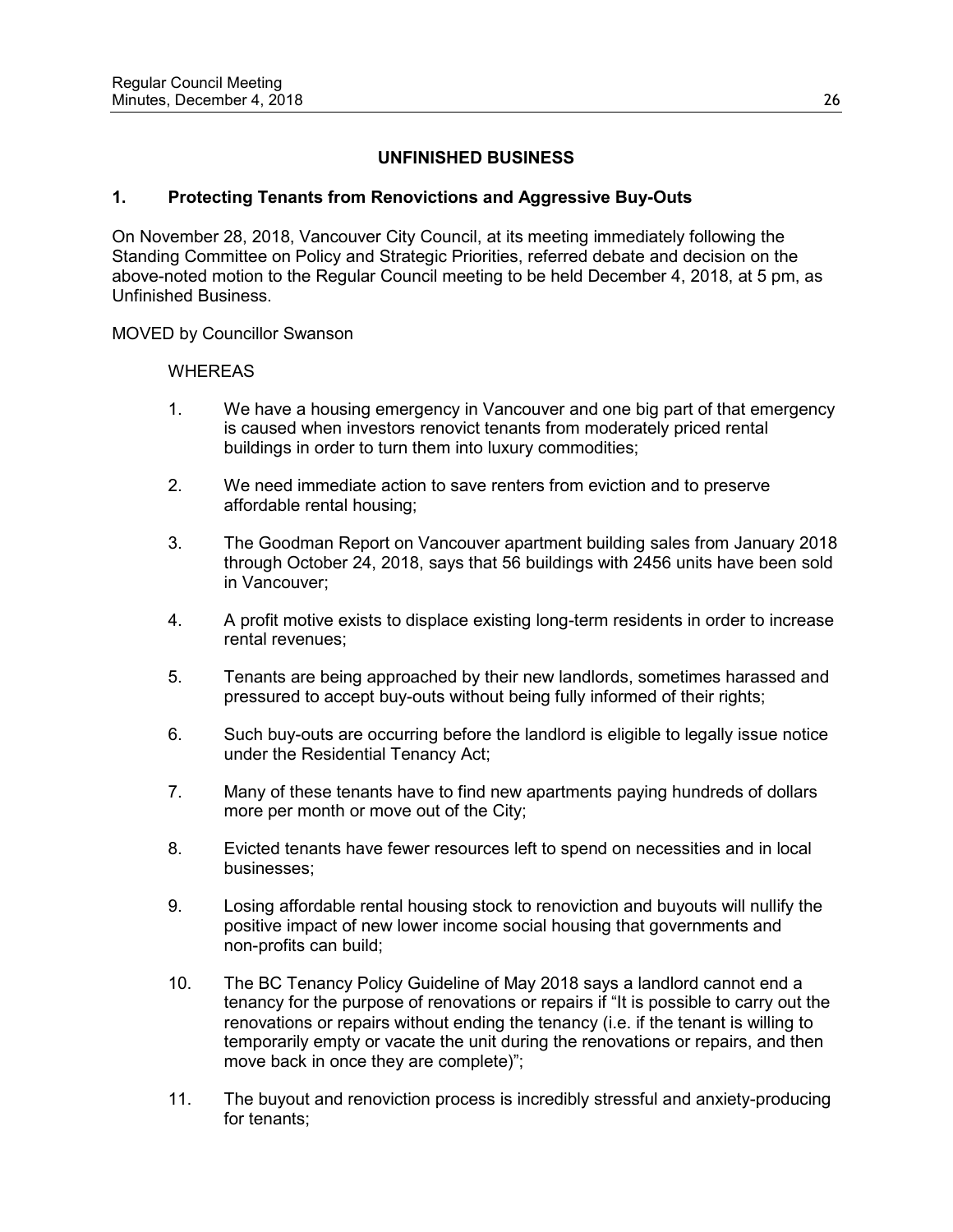## UNFINISHED BUSINESS

### 1. Protecting Tenants from Renovictions and Aggressive Buy-Outs

On November 28, 2018, Vancouver City Council, at its meeting immediately following the Standing Committee on Policy and Strategic Priorities, referred debate and decision on the above-noted motion to the Regular Council meeting to be held December 4, 2018, at 5 pm, as Unfinished Business.

MOVED by Councillor Swanson

WHEREAS

1. We have a housing emergency in Vancouver and one big part of that emergency is caused when investors renovict tenants from moderately priced rental buildings in order to turn them into luxury commodities;

2. We need immediate action to save renters from eviction and to preserve affordable rental housing;

3. The Goodman Report on Vancouver apartment building sales from January 2018 through October 24, 2018, says that 56 buildings with 2456 units have been sold in Vancouver;

4. A profit motive exists to displace existing long-term residents in order to increase rental revenues;

5. Tenants are being approached by their new landlords, sometimes harassed and pressured to accept buy-outs without being fully informed of their rights;

6. Such buy-outs are occurring before the landlord is eligible to legally issue notice under the Residential Tenancy Act;

7. Many of these tenants have to find new apartments paying hundreds of dollars more per month or move out of the City;

8. Evicted tenants have fewer resources left to spend on necessities and in local businesses;

9. Losing affordable rental housing stock to renoviction and buyouts will nullify the positive impact of new lower income social housing that governments and non-profits can build;

10. The BC Tenancy Policy Guideline of May 2018 says a landlord cannot end a tenancy for the purpose of renovations or repairs if "It is possible to carry out the renovations or repairs without ending the tenancy (i.e. if the tenant is willing to temporarily empty or vacate the unit during the renovations or repairs, and then move back in once they are complete)";

11. The buyout and renoviction process is incredibly stressful and anxiety-producing for tenants;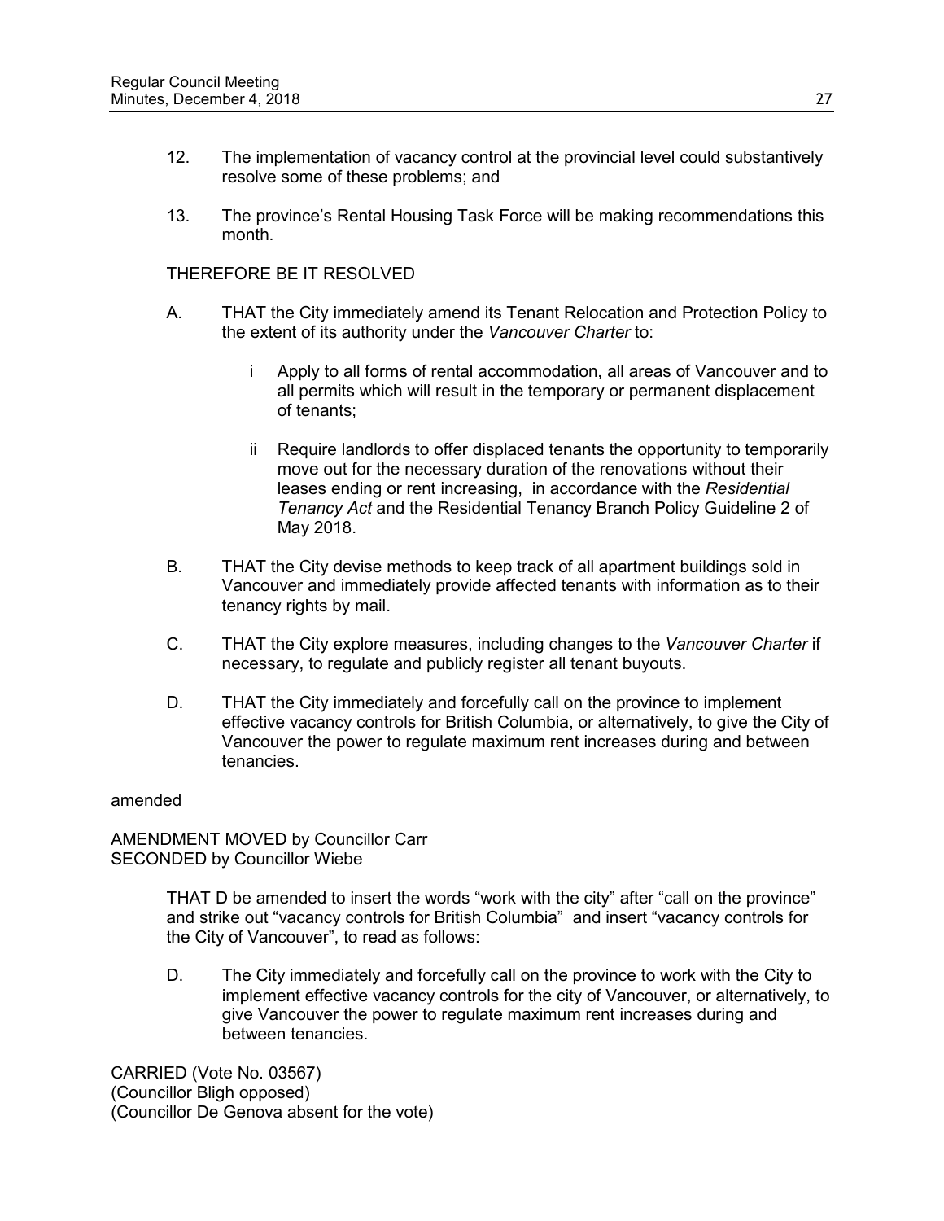12. The implementation of vacancy control at the provincial level could substantively resolve some of these problems; and

13. The province's Rental Housing Task Force will be making recommendations this month.

THEREFORE BE IT RESOLVED

A. THAT the City immediately amend its Tenant Relocation and Protection Policy to the extent of its authority under the *Vancouver Charter* to:

   i Apply to all forms of rental accommodation, all areas of Vancouver and to all permits which will result in the temporary or permanent displacement of tenants;

   ii Require landlords to offer displaced tenants the opportunity to temporarily move out for the necessary duration of the renovations without their leases ending or rent increasing, in accordance with the *Residential Tenancy Act* and the Residential Tenancy Branch Policy Guideline 2 of May 2018.

B. THAT the City devise methods to keep track of all apartment buildings sold in Vancouver and immediately provide affected tenants with information as to their tenancy rights by mail.

C. THAT the City explore measures, including changes to the *Vancouver Charter* if necessary, to regulate and publicly register all tenant buyouts.

D. THAT the City immediately and forcefully call on the province to implement effective vacancy controls for British Columbia, or alternatively, to give the City of Vancouver the power to regulate maximum rent increases during and between tenancies.

amended

AMENDMENT MOVED by Councillor Carr
SECONDED by Councillor Wiebe

> THAT D be amended to insert the words "work with the city" after "call on the province" and strike out "vacancy controls for British Columbia" and insert "vacancy controls for the City of Vancouver", to read as follows:
>
> D. The City immediately and forcefully call on the province to work with the City to implement effective vacancy controls for the city of Vancouver, or alternatively, to give Vancouver the power to regulate maximum rent increases during and between tenancies.

CARRIED (Vote No. 03567)
(Councillor Bligh opposed)
(Councillor De Genova absent for the vote)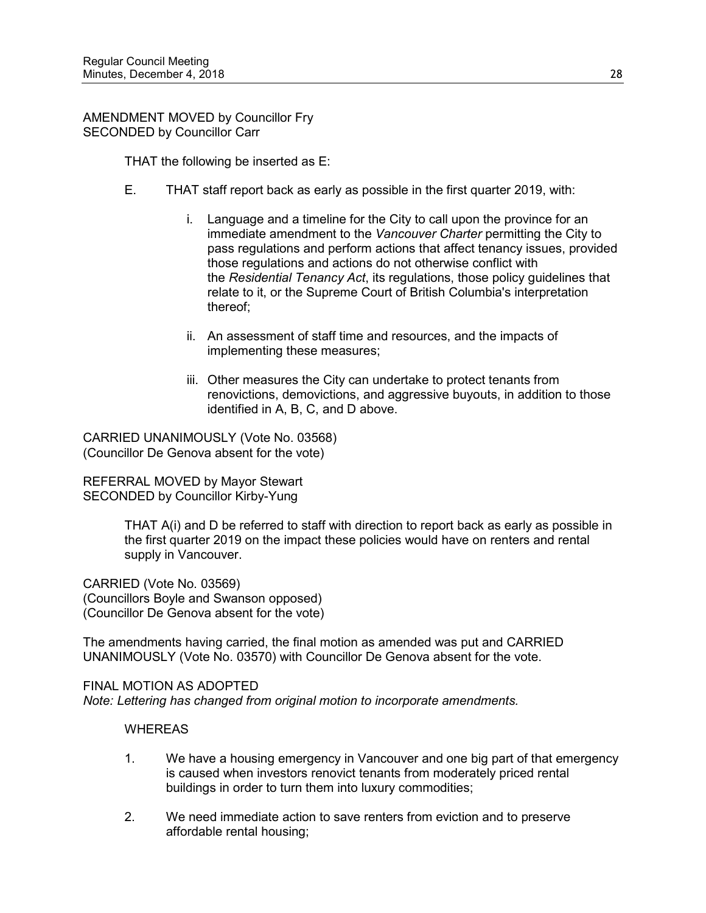AMENDMENT MOVED by Councillor Fry
SECONDED by Councillor Carr

THAT the following be inserted as E:

E. THAT staff report back as early as possible in the first quarter 2019, with:

i. Language and a timeline for the City to call upon the province for an immediate amendment to the *Vancouver Charter* permitting the City to pass regulations and perform actions that affect tenancy issues, provided those regulations and actions do not otherwise conflict with the *Residential Tenancy Act*, its regulations, those policy guidelines that relate to it, or the Supreme Court of British Columbia's interpretation thereof;

ii. An assessment of staff time and resources, and the impacts of implementing these measures;

iii. Other measures the City can undertake to protect tenants from renovictions, demovictions, and aggressive buyouts, in addition to those identified in A, B, C, and D above.

CARRIED UNANIMOUSLY (Vote No. 03568)
(Councillor De Genova absent for the vote)

REFERRAL MOVED by Mayor Stewart
SECONDED by Councillor Kirby-Yung

THAT A(i) and D be referred to staff with direction to report back as early as possible in the first quarter 2019 on the impact these policies would have on renters and rental supply in Vancouver.

CARRIED (Vote No. 03569)
(Councillors Boyle and Swanson opposed)
(Councillor De Genova absent for the vote)

The amendments having carried, the final motion as amended was put and CARRIED UNANIMOUSLY (Vote No. 03570) with Councillor De Genova absent for the vote.

FINAL MOTION AS ADOPTED
*Note: Lettering has changed from original motion to incorporate amendments.*

WHEREAS

1. We have a housing emergency in Vancouver and one big part of that emergency is caused when investors renovict tenants from moderately priced rental buildings in order to turn them into luxury commodities;

2. We need immediate action to save renters from eviction and to preserve affordable rental housing;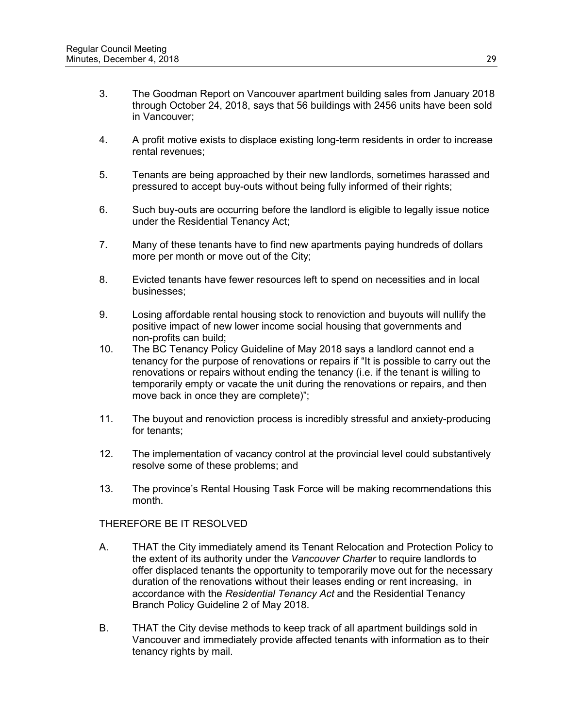3. The Goodman Report on Vancouver apartment building sales from January 2018 through October 24, 2018, says that 56 buildings with 2456 units have been sold in Vancouver;

4. A profit motive exists to displace existing long-term residents in order to increase rental revenues;

5. Tenants are being approached by their new landlords, sometimes harassed and pressured to accept buy-outs without being fully informed of their rights;

6. Such buy-outs are occurring before the landlord is eligible to legally issue notice under the Residential Tenancy Act;

7. Many of these tenants have to find new apartments paying hundreds of dollars more per month or move out of the City;

8. Evicted tenants have fewer resources left to spend on necessities and in local businesses;

9. Losing affordable rental housing stock to renoviction and buyouts will nullify the positive impact of new lower income social housing that governments and non-profits can build;

10. The BC Tenancy Policy Guideline of May 2018 says a landlord cannot end a tenancy for the purpose of renovations or repairs if "It is possible to carry out the renovations or repairs without ending the tenancy (i.e. if the tenant is willing to temporarily empty or vacate the unit during the renovations or repairs, and then move back in once they are complete)";

11. The buyout and renoviction process is incredibly stressful and anxiety-producing for tenants;

12. The implementation of vacancy control at the provincial level could substantively resolve some of these problems; and

13. The province's Rental Housing Task Force will be making recommendations this month.

THEREFORE BE IT RESOLVED

A. THAT the City immediately amend its Tenant Relocation and Protection Policy to the extent of its authority under the *Vancouver Charter* to require landlords to offer displaced tenants the opportunity to temporarily move out for the necessary duration of the renovations without their leases ending or rent increasing, in accordance with the *Residential Tenancy Act* and the Residential Tenancy Branch Policy Guideline 2 of May 2018.

B. THAT the City devise methods to keep track of all apartment buildings sold in Vancouver and immediately provide affected tenants with information as to their tenancy rights by mail.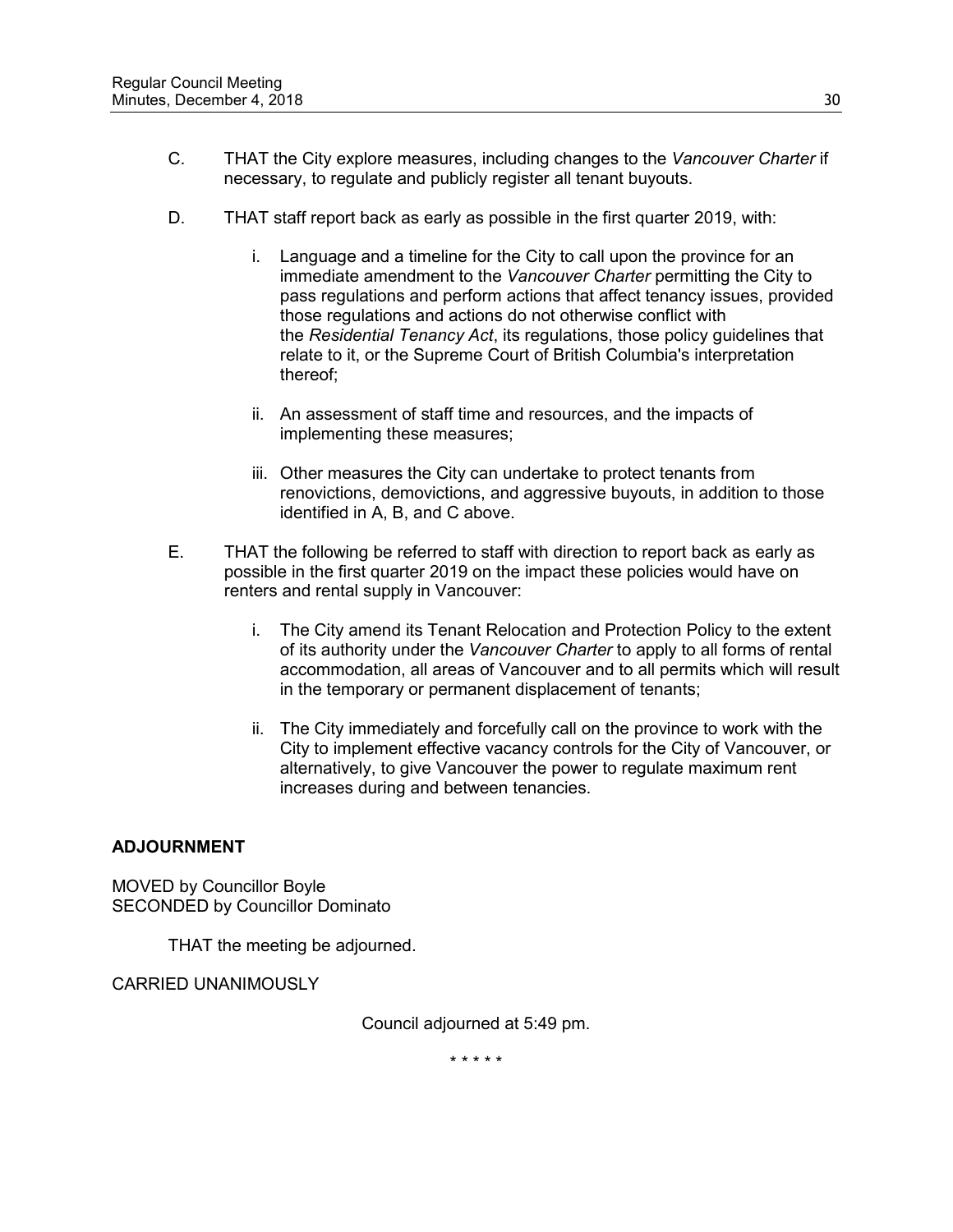C. THAT the City explore measures, including changes to the *Vancouver Charter* if necessary, to regulate and publicly register all tenant buyouts.

D. THAT staff report back as early as possible in the first quarter 2019, with:

   i. Language and a timeline for the City to call upon the province for an immediate amendment to the *Vancouver Charter* permitting the City to pass regulations and perform actions that affect tenancy issues, provided those regulations and actions do not otherwise conflict with the *Residential Tenancy Act*, its regulations, those policy guidelines that relate to it, or the Supreme Court of British Columbia's interpretation thereof;

   ii. An assessment of staff time and resources, and the impacts of implementing these measures;

   iii. Other measures the City can undertake to protect tenants from renovictions, demovictions, and aggressive buyouts, in addition to those identified in A, B, and C above.

E. THAT the following be referred to staff with direction to report back as early as possible in the first quarter 2019 on the impact these policies would have on renters and rental supply in Vancouver:

   i. The City amend its Tenant Relocation and Protection Policy to the extent of its authority under the *Vancouver Charter* to apply to all forms of rental accommodation, all areas of Vancouver and to all permits which will result in the temporary or permanent displacement of tenants;

   ii. The City immediately and forcefully call on the province to work with the City to implement effective vacancy controls for the City of Vancouver, or alternatively, to give Vancouver the power to regulate maximum rent increases during and between tenancies.

**ADJOURNMENT**

MOVED by Councillor Boyle
SECONDED by Councillor Dominato

THAT the meeting be adjourned.

CARRIED UNANIMOUSLY

Council adjourned at 5:49 pm.

* * * * *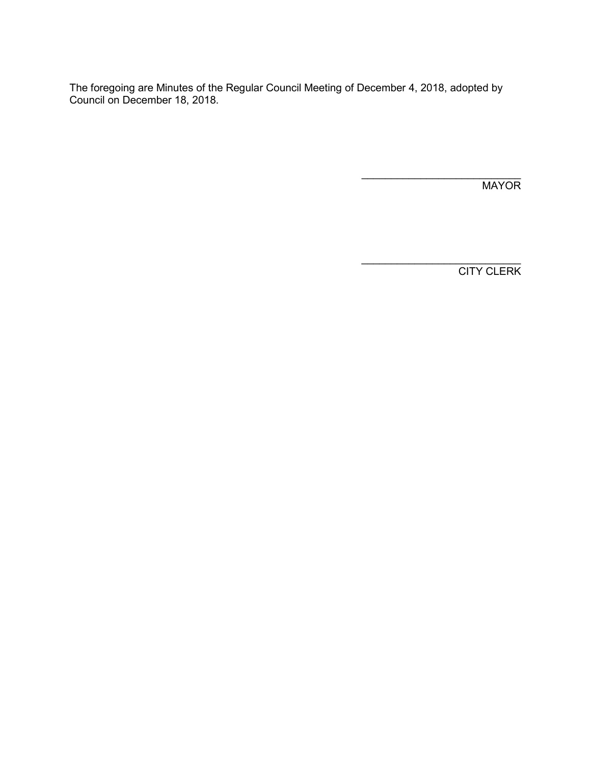The foregoing are Minutes of the Regular Council Meeting of December 4, 2018, adopted by Council on December 18, 2018.

\_\_\_\_\_\_\_\_\_\_\_\_\_\_\_\_\_\_\_\_\_\_\_\_\_\_\_

MAYOR

\_\_\_\_\_\_\_\_\_\_\_\_\_\_\_\_\_\_\_\_\_\_\_\_\_\_\_

CITY CLERK